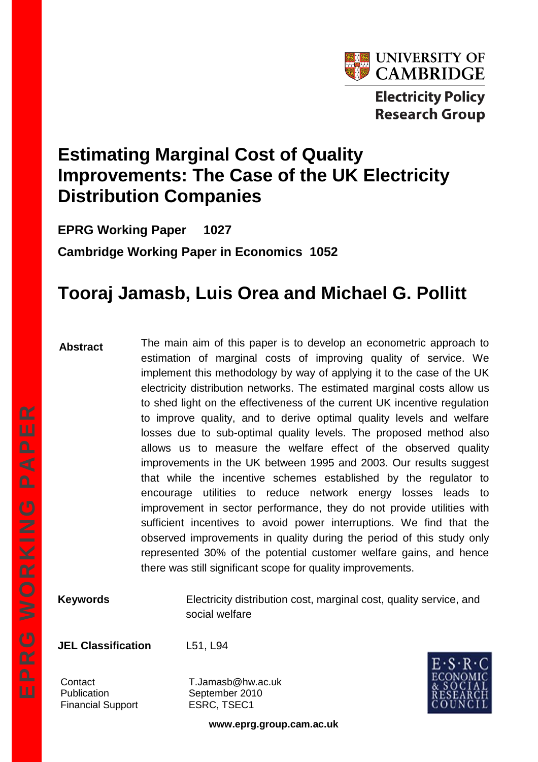UNIVERSITY OF CAMBRIDGE

Electricity Policy Research Group

# Estimating Marginal Cost of Quality Improvements: The Case of the UK Electricity Distribution Companies

**EPRG Working Paper 1027**

**Cambridge Working Paper in Economics 1052**

## Tooraj Jamasb, Luis Orea and Michael G. Pollitt

**Abstract** The main aim of this paper is to develop an econometric approach to estimation of marginal costs of improving quality of service. We implement this methodology by way of applying it to the case of the UK electricity distribution networks. The estimated marginal costs allow us to shed light on the effectiveness of the current UK incentive regulation to improve quality, and to derive optimal quality levels and welfare losses due to sub-optimal quality levels. The proposed method also allows us to measure the welfare effect of the observed quality improvements in the UK between 1995 and 2003. Our results suggest that while the incentive schemes established by the regulator to encourage utilities to reduce network energy losses leads to improvement in sector performance, they do not provide utilities with sufficient incentives to avoid power interruptions. We find that the observed improvements in quality during the period of this study only represented 30% of the potential customer welfare gains, and hence there was still significant scope for quality improvements.

**Keywords** Electricity distribution cost, marginal cost, quality service, and social welfare

**JEL Classification** L51, L94

Contact T.Jamasb@hw.ac.uk
Publication September 2010
Financial Support ESRC, TSEC1

**www.eprg.group.cam.ac.uk**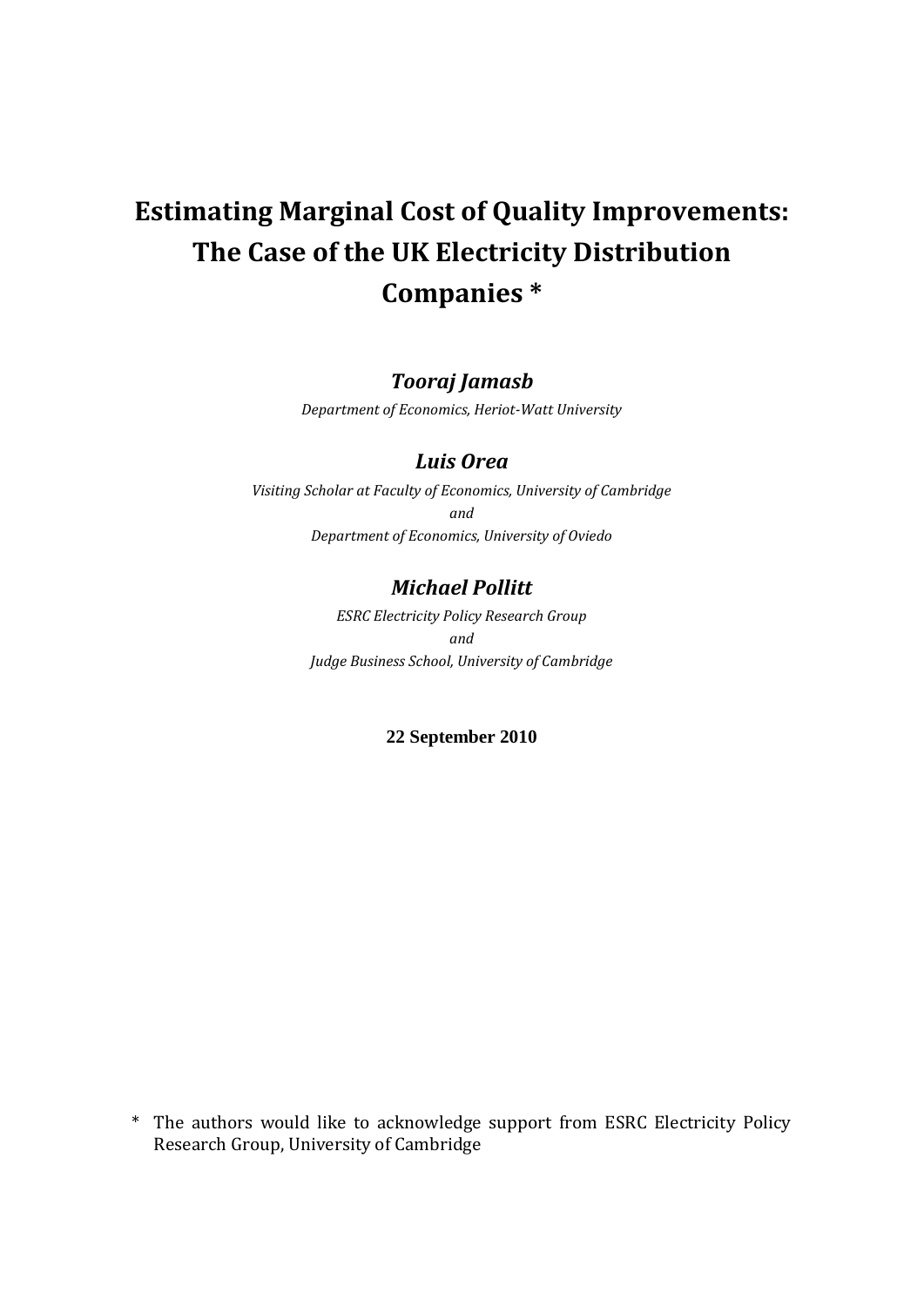# Estimating Marginal Cost of Quality Improvements: The Case of the UK Electricity Distribution Companies *

***Tooraj Jamasb***

*Department of Economics, Heriot-Watt University*

***Luis Orea***

*Visiting Scholar at Faculty of Economics, University of Cambridge*

*and*

*Department of Economics, University of Oviedo*

***Michael Pollitt***

*ESRC Electricity Policy Research Group*

*and*

*Judge Business School, University of Cambridge*

**22 September 2010**

\* The authors would like to acknowledge support from ESRC Electricity Policy Research Group, University of Cambridge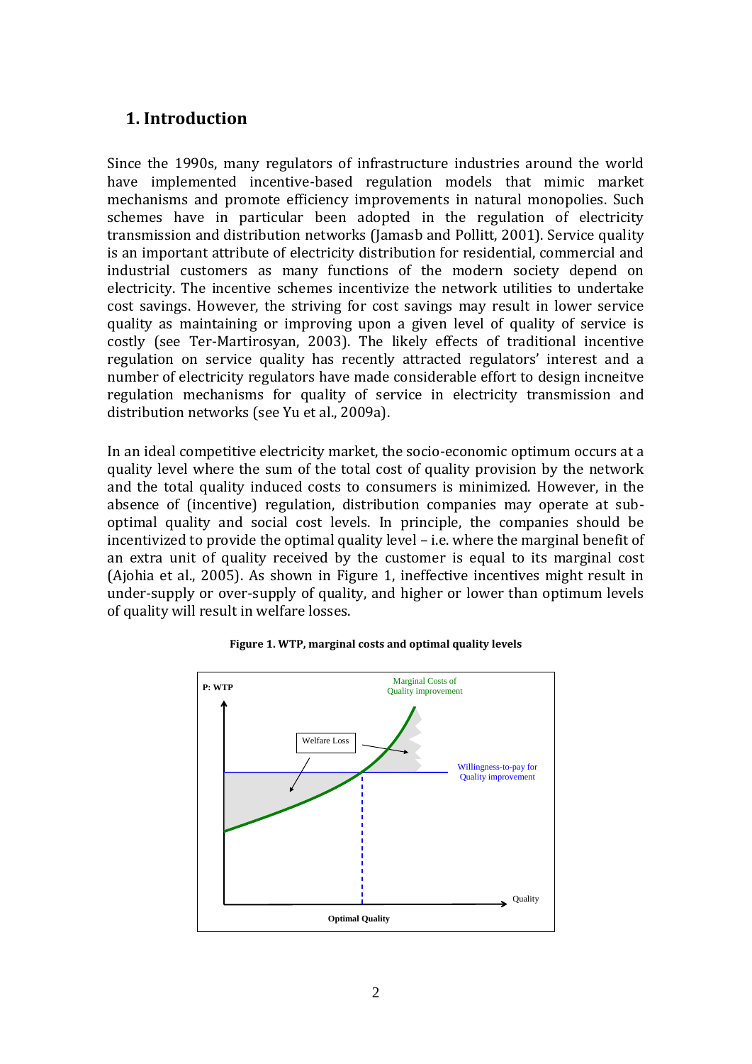## 1. Introduction

Since the 1990s, many regulators of infrastructure industries around the world have implemented incentive-based regulation models that mimic market mechanisms and promote efficiency improvements in natural monopolies. Such schemes have in particular been adopted in the regulation of electricity transmission and distribution networks (Jamasb and Pollitt, 2001). Service quality is an important attribute of electricity distribution for residential, commercial and industrial customers as many functions of the modern society depend on electricity. The incentive schemes incentivize the network utilities to undertake cost savings. However, the striving for cost savings may result in lower service quality as maintaining or improving upon a given level of quality of service is costly (see Ter-Martirosyan, 2003). The likely effects of traditional incentive regulation on service quality has recently attracted regulators' interest and a number of electricity regulators have made considerable effort to design incneitve regulation mechanisms for quality of service in electricity transmission and distribution networks (see Yu et al., 2009a).

In an ideal competitive electricity market, the socio-economic optimum occurs at a quality level where the sum of the total cost of quality provision by the network and the total quality induced costs to consumers is minimized. However, in the absence of (incentive) regulation, distribution companies may operate at sub-optimal quality and social cost levels. In principle, the companies should be incentivized to provide the optimal quality level – i.e. where the marginal benefit of an extra unit of quality received by the customer is equal to its marginal cost (Ajohia et al., 2005). As shown in Figure 1, ineffective incentives might result in under-supply or over-supply of quality, and higher or lower than optimum levels of quality will result in welfare losses.

**Figure 1. WTP, marginal costs and optimal quality levels**

P: WTP

Marginal Costs of Quality improvement

Welfare Loss

Willingness-to-pay for Quality improvement

Quality

Optimal Quality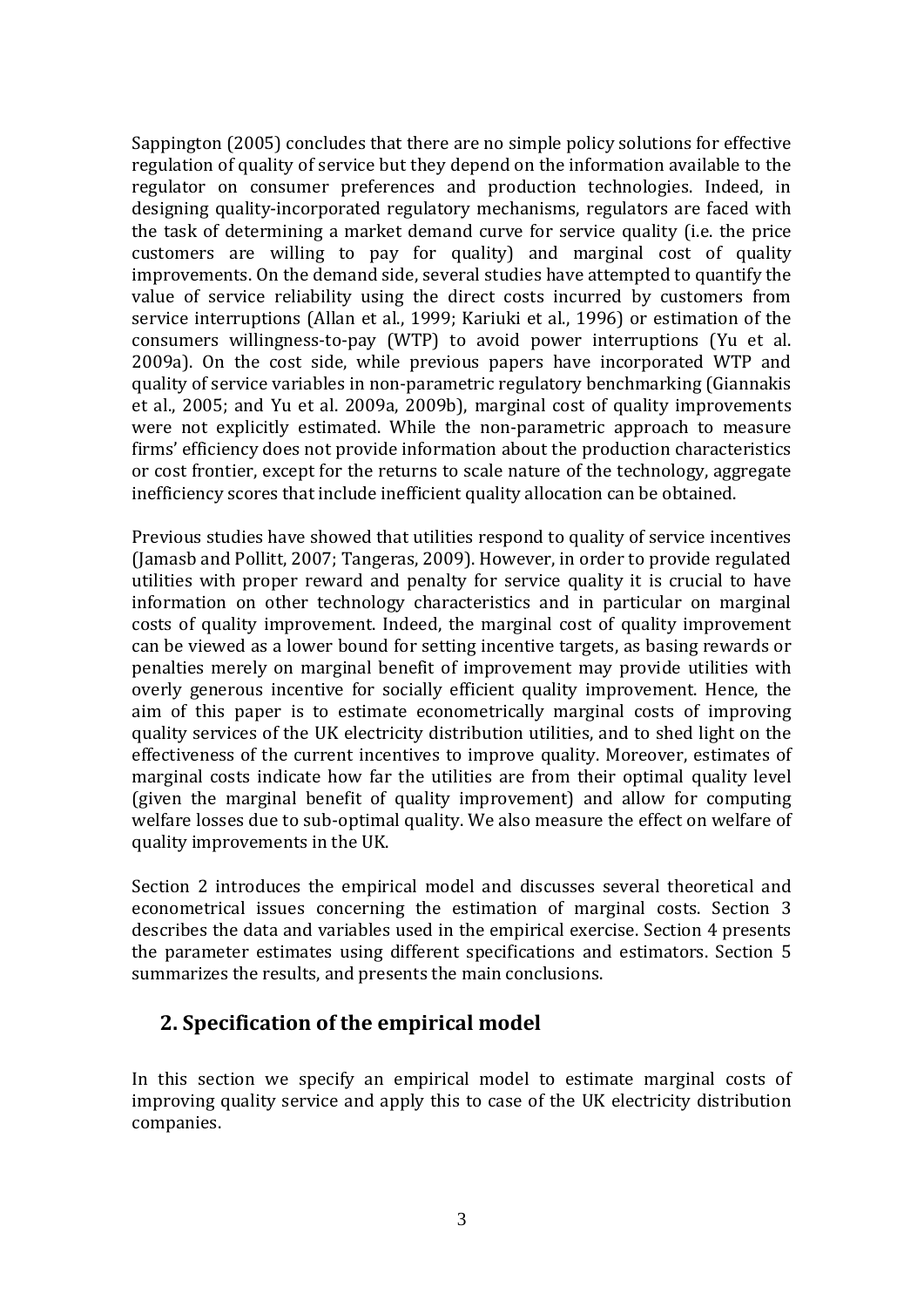Sappington (2005) concludes that there are no simple policy solutions for effective regulation of quality of service but they depend on the information available to the regulator on consumer preferences and production technologies. Indeed, in designing quality-incorporated regulatory mechanisms, regulators are faced with the task of determining a market demand curve for service quality (i.e. the price customers are willing to pay for quality) and marginal cost of quality improvements. On the demand side, several studies have attempted to quantify the value of service reliability using the direct costs incurred by customers from service interruptions (Allan et al., 1999; Kariuki et al., 1996) or estimation of the consumers willingness-to-pay (WTP) to avoid power interruptions (Yu et al. 2009a). On the cost side, while previous papers have incorporated WTP and quality of service variables in non-parametric regulatory benchmarking (Giannakis et al., 2005; and Yu et al. 2009a, 2009b), marginal cost of quality improvements were not explicitly estimated. While the non-parametric approach to measure firms' efficiency does not provide information about the production characteristics or cost frontier, except for the returns to scale nature of the technology, aggregate inefficiency scores that include inefficient quality allocation can be obtained.

Previous studies have showed that utilities respond to quality of service incentives (Jamasb and Pollitt, 2007; Tangeras, 2009). However, in order to provide regulated utilities with proper reward and penalty for service quality it is crucial to have information on other technology characteristics and in particular on marginal costs of quality improvement. Indeed, the marginal cost of quality improvement can be viewed as a lower bound for setting incentive targets, as basing rewards or penalties merely on marginal benefit of improvement may provide utilities with overly generous incentive for socially efficient quality improvement. Hence, the aim of this paper is to estimate econometrically marginal costs of improving quality services of the UK electricity distribution utilities, and to shed light on the effectiveness of the current incentives to improve quality. Moreover, estimates of marginal costs indicate how far the utilities are from their optimal quality level (given the marginal benefit of quality improvement) and allow for computing welfare losses due to sub-optimal quality. We also measure the effect on welfare of quality improvements in the UK.

Section 2 introduces the empirical model and discusses several theoretical and econometrical issues concerning the estimation of marginal costs. Section 3 describes the data and variables used in the empirical exercise. Section 4 presents the parameter estimates using different specifications and estimators. Section 5 summarizes the results, and presents the main conclusions.

## 2. Specification of the empirical model

In this section we specify an empirical model to estimate marginal costs of improving quality service and apply this to case of the UK electricity distribution companies.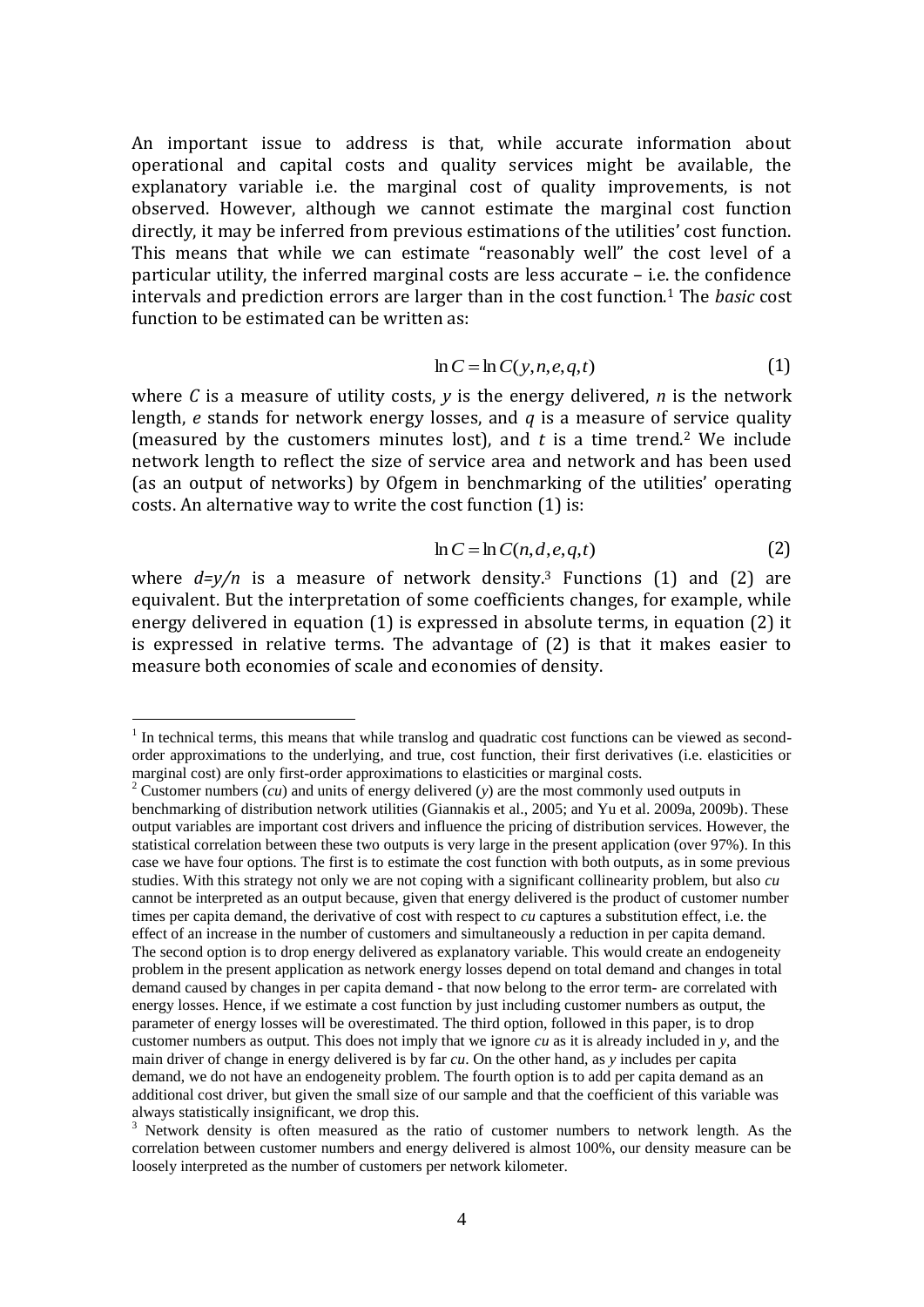An important issue to address is that, while accurate information about operational and capital costs and quality services might be available, the explanatory variable i.e. the marginal cost of quality improvements, is not observed. However, although we cannot estimate the marginal cost function directly, it may be inferred from previous estimations of the utilities' cost function. This means that while we can estimate "reasonably well" the cost level of a particular utility, the inferred marginal costs are less accurate – i.e. the confidence intervals and prediction errors are larger than in the cost function.[1] The *basic* cost function to be estimated can be written as:

$$\ln C = \ln C(y, n, e, q, t) \tag{1}$$

where $C$ is a measure of utility costs, $y$ is the energy delivered, $n$ is the network length, $e$ stands for network energy losses, and $q$ is a measure of service quality (measured by the customers minutes lost), and $t$ is a time trend.[2] We include network length to reflect the size of service area and network and has been used (as an output of networks) by Ofgem in benchmarking of the utilities' operating costs. An alternative way to write the cost function (1) is:

$$\ln C = \ln C(n, d, e, q, t) \tag{2}$$

where $d=y/n$ is a measure of network density.[3] Functions (1) and (2) are equivalent. But the interpretation of some coefficients changes, for example, while energy delivered in equation (1) is expressed in absolute terms, in equation (2) it is expressed in relative terms. The advantage of (2) is that it makes easier to measure both economies of scale and economies of density.

---

[1] In technical terms, this means that while translog and quadratic cost functions can be viewed as second-order approximations to the underlying, and true, cost function, their first derivatives (i.e. elasticities or marginal cost) are only first-order approximations to elasticities or marginal costs.

[2] Customer numbers ($cu$) and units of energy delivered ($y$) are the most commonly used outputs in benchmarking of distribution network utilities (Giannakis et al., 2005; and Yu et al. 2009a, 2009b). These output variables are important cost drivers and influence the pricing of distribution services. However, the statistical correlation between these two outputs is very large in the present application (over 97%). In this case we have four options. The first is to estimate the cost function with both outputs, as in some previous studies. With this strategy not only we are not coping with a significant collinearity problem, but also $cu$ cannot be interpreted as an output because, given that energy delivered is the product of customer number times per capita demand, the derivative of cost with respect to $cu$ captures a substitution effect, i.e. the effect of an increase in the number of customers and simultaneously a reduction in per capita demand. The second option is to drop energy delivered as explanatory variable. This would create an endogeneity problem in the present application as network energy losses depend on total demand and changes in total demand caused by changes in per capita demand - that now belong to the error term- are correlated with energy losses. Hence, if we estimate a cost function by just including customer numbers as output, the parameter of energy losses will be overestimated. The third option, followed in this paper, is to drop customer numbers as output. This does not imply that we ignore $cu$ as it is already included in $y$, and the main driver of change in energy delivered is by far $cu$. On the other hand, as $y$ includes per capita demand, we do not have an endogeneity problem. The fourth option is to add per capita demand as an additional cost driver, but given the small size of our sample and that the coefficient of this variable was always statistically insignificant, we drop this.

[3] Network density is often measured as the ratio of customer numbers to network length. As the correlation between customer numbers and energy delivered is almost 100%, our density measure can be loosely interpreted as the number of customers per network kilometer.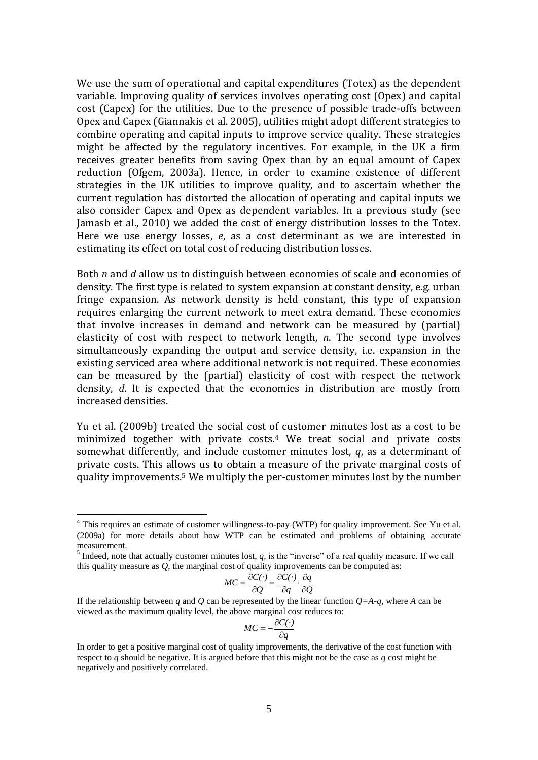We use the sum of operational and capital expenditures (Totex) as the dependent variable. Improving quality of services involves operating cost (Opex) and capital cost (Capex) for the utilities. Due to the presence of possible trade-offs between Opex and Capex (Giannakis et al. 2005), utilities might adopt different strategies to combine operating and capital inputs to improve service quality. These strategies might be affected by the regulatory incentives. For example, in the UK a firm receives greater benefits from saving Opex than by an equal amount of Capex reduction (Ofgem, 2003a). Hence, in order to examine existence of different strategies in the UK utilities to improve quality, and to ascertain whether the current regulation has distorted the allocation of operating and capital inputs we also consider Capex and Opex as dependent variables. In a previous study (see Jamasb et al., 2010) we added the cost of energy distribution losses to the Totex. Here we use energy losses, $e$, as a cost determinant as we are interested in estimating its effect on total cost of reducing distribution losses.

Both $n$ and $d$ allow us to distinguish between economies of scale and economies of density. The first type is related to system expansion at constant density, e.g. urban fringe expansion. As network density is held constant, this type of expansion requires enlarging the current network to meet extra demand. These economies that involve increases in demand and network can be measured by (partial) elasticity of cost with respect to network length, $n$. The second type involves simultaneously expanding the output and service density, i.e. expansion in the existing serviced area where additional network is not required. These economies can be measured by the (partial) elasticity of cost with respect the network density, $d$. It is expected that the economies in distribution are mostly from increased densities.

Yu et al. (2009b) treated the social cost of customer minutes lost as a cost to be minimized together with private costs.[4] We treat social and private costs somewhat differently, and include customer minutes lost, $q$, as a determinant of private costs. This allows us to obtain a measure of the private marginal costs of quality improvements.[5] We multiply the per-customer minutes lost by the number

---

[4] This requires an estimate of customer willingness-to-pay (WTP) for quality improvement. See Yu et al. (2009a) for more details about how WTP can be estimated and problems of obtaining accurate measurement.

[5] Indeed, note that actually customer minutes lost, $q$, is the "inverse" of a real quality measure. If we call this quality measure as $Q$, the marginal cost of quality improvements can be computed as:

$$MC = \frac{\partial C(\cdot)}{\partial Q} = \frac{\partial C(\cdot)}{\partial q} \cdot \frac{\partial q}{\partial Q}$$

If the relationship between $q$ and $Q$ can be represented by the linear function $Q=A-q$, where $A$ can be viewed as the maximum quality level, the above marginal cost reduces to:

$$MC = -\frac{\partial C(\cdot)}{\partial q}$$

In order to get a positive marginal cost of quality improvements, the derivative of the cost function with respect to $q$ should be negative. It is argued before that this might not be the case as $q$ cost might be negatively and positively correlated.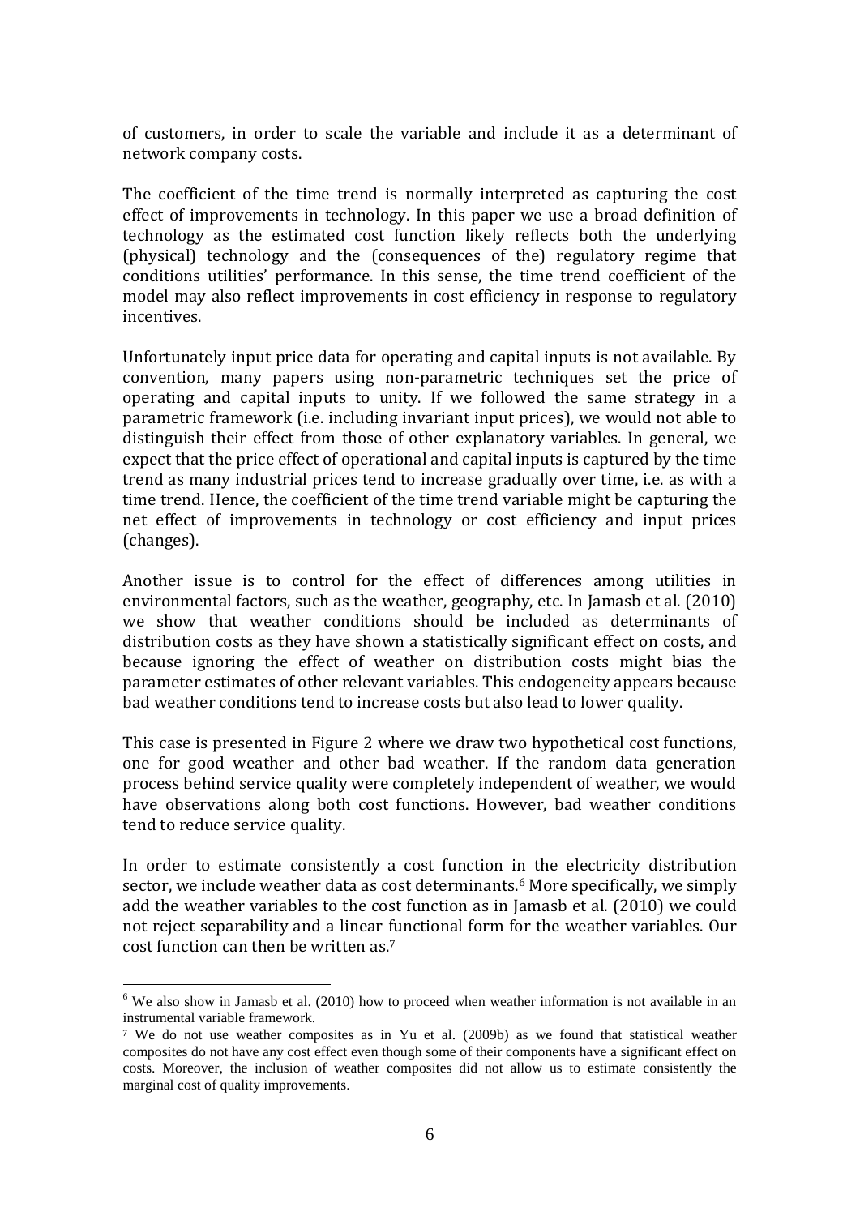of customers, in order to scale the variable and include it as a determinant of network company costs.

The coefficient of the time trend is normally interpreted as capturing the cost effect of improvements in technology. In this paper we use a broad definition of technology as the estimated cost function likely reflects both the underlying (physical) technology and the (consequences of the) regulatory regime that conditions utilities' performance. In this sense, the time trend coefficient of the model may also reflect improvements in cost efficiency in response to regulatory incentives.

Unfortunately input price data for operating and capital inputs is not available. By convention, many papers using non-parametric techniques set the price of operating and capital inputs to unity. If we followed the same strategy in a parametric framework (i.e. including invariant input prices), we would not able to distinguish their effect from those of other explanatory variables. In general, we expect that the price effect of operational and capital inputs is captured by the time trend as many industrial prices tend to increase gradually over time, i.e. as with a time trend. Hence, the coefficient of the time trend variable might be capturing the net effect of improvements in technology or cost efficiency and input prices (changes).

Another issue is to control for the effect of differences among utilities in environmental factors, such as the weather, geography, etc. In Jamasb et al. (2010) we show that weather conditions should be included as determinants of distribution costs as they have shown a statistically significant effect on costs, and because ignoring the effect of weather on distribution costs might bias the parameter estimates of other relevant variables. This endogeneity appears because bad weather conditions tend to increase costs but also lead to lower quality.

This case is presented in Figure 2 where we draw two hypothetical cost functions, one for good weather and other bad weather. If the random data generation process behind service quality were completely independent of weather, we would have observations along both cost functions. However, bad weather conditions tend to reduce service quality.

In order to estimate consistently a cost function in the electricity distribution sector, we include weather data as cost determinants.[6] More specifically, we simply add the weather variables to the cost function as in Jamasb et al. (2010) we could not reject separability and a linear functional form for the weather variables. Our cost function can then be written as.[7]

---

[6] We also show in Jamasb et al. (2010) how to proceed when weather information is not available in an instrumental variable framework.

[7] We do not use weather composites as in Yu et al. (2009b) as we found that statistical weather composites do not have any cost effect even though some of their components have a significant effect on costs. Moreover, the inclusion of weather composites did not allow us to estimate consistently the marginal cost of quality improvements.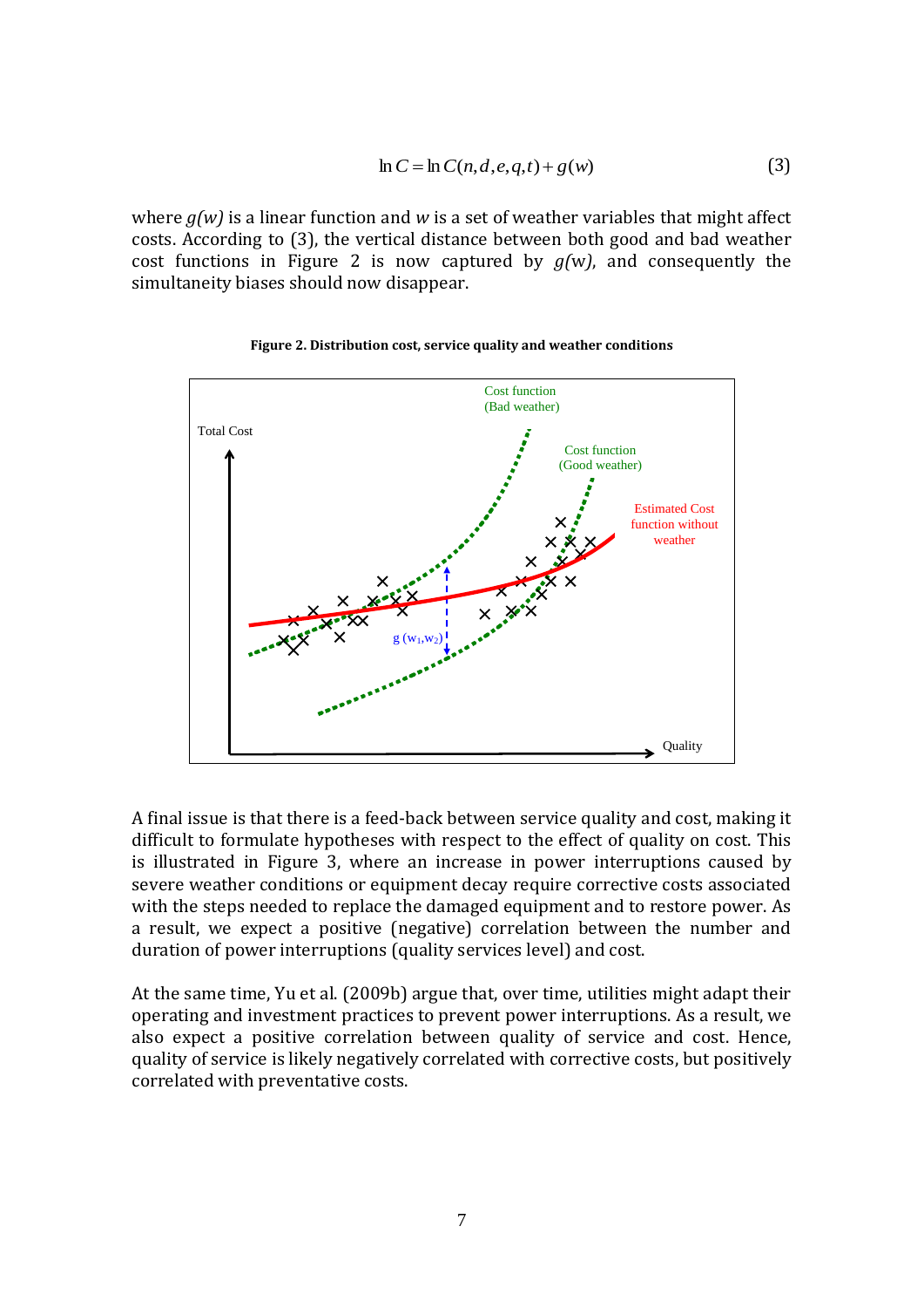$$\ln C = \ln C(n, d, e, q, t) + g(w) \tag{3}$$

where $g(w)$ is a linear function and $w$ is a set of weather variables that might affect costs. According to (3), the vertical distance between both good and bad weather cost functions in Figure 2 is now captured by $g(w)$, and consequently the simultaneity biases should now disappear.

**Figure 2. Distribution cost, service quality and weather conditions**

A final issue is that there is a feed-back between service quality and cost, making it difficult to formulate hypotheses with respect to the effect of quality on cost. This is illustrated in Figure 3, where an increase in power interruptions caused by severe weather conditions or equipment decay require corrective costs associated with the steps needed to replace the damaged equipment and to restore power. As a result, we expect a positive (negative) correlation between the number and duration of power interruptions (quality services level) and cost.

At the same time, Yu et al. (2009b) argue that, over time, utilities might adapt their operating and investment practices to prevent power interruptions. As a result, we also expect a positive correlation between quality of service and cost. Hence, quality of service is likely negatively correlated with corrective costs, but positively correlated with preventative costs.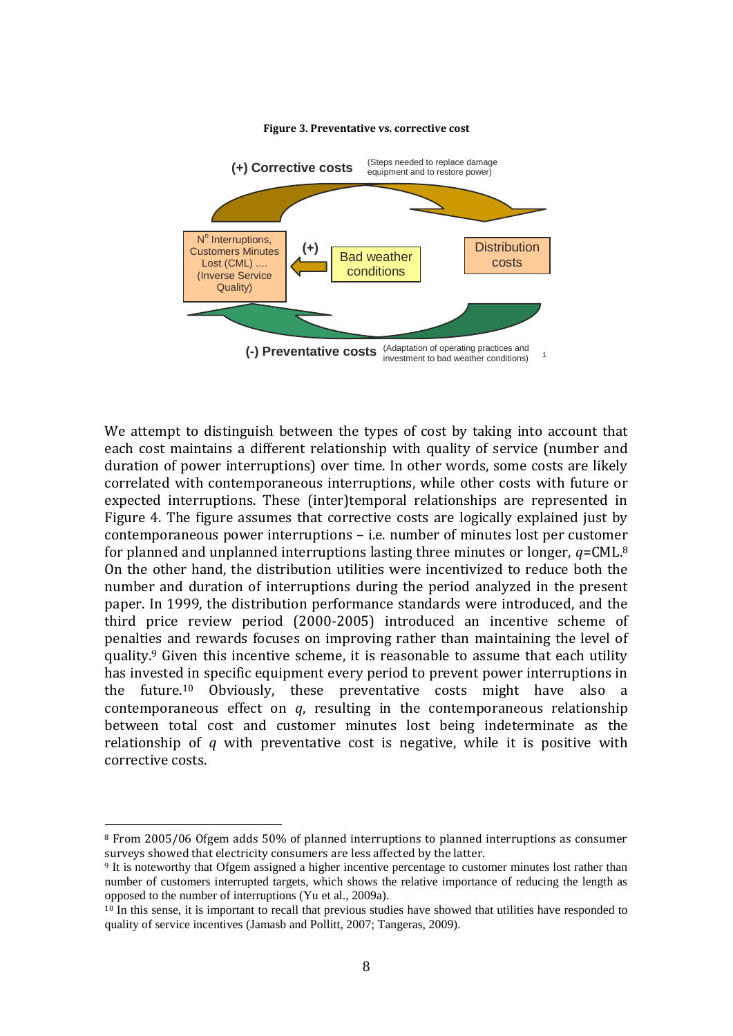**Figure 3. Preventative vs. corrective cost**

(+) Corrective costs (Steps needed to replace damage equipment and to restore power)

N° Interruptions, Customers Minutes Lost (CML) .... (Inverse Service Quality)

(+)

Bad weather conditions

Distribution costs

(-) Preventative costs (Adaptation of operating practices and investment to bad weather conditions)

We attempt to distinguish between the types of cost by taking into account that each cost maintains a different relationship with quality of service (number and duration of power interruptions) over time. In other words, some costs are likely correlated with contemporaneous interruptions, while other costs with future or expected interruptions. These (inter)temporal relationships are represented in Figure 4. The figure assumes that corrective costs are logically explained just by contemporaneous power interruptions – i.e. number of minutes lost per customer for planned and unplanned interruptions lasting three minutes or longer, $q$=CML.[8] On the other hand, the distribution utilities were incentivized to reduce both the number and duration of interruptions during the period analyzed in the present paper. In 1999, the distribution performance standards were introduced, and the third price review period (2000-2005) introduced an incentive scheme of penalties and rewards focuses on improving rather than maintaining the level of quality.[9] Given this incentive scheme, it is reasonable to assume that each utility has invested in specific equipment every period to prevent power interruptions in the future.[10] Obviously, these preventative costs might have also a contemporaneous effect on $q$, resulting in the contemporaneous relationship between total cost and customer minutes lost being indeterminate as the relationship of $q$ with preventative cost is negative, while it is positive with corrective costs.

---

[8] From 2005/06 Ofgem adds 50% of planned interruptions to planned interruptions as consumer surveys showed that electricity consumers are less affected by the latter.

[9] It is noteworthy that Ofgem assigned a higher incentive percentage to customer minutes lost rather than number of customers interrupted targets, which shows the relative importance of reducing the length as opposed to the number of interruptions (Yu et al., 2009a).

[10] In this sense, it is important to recall that previous studies have showed that utilities have responded to quality of service incentives (Jamasb and Pollitt, 2007; Tangeras, 2009).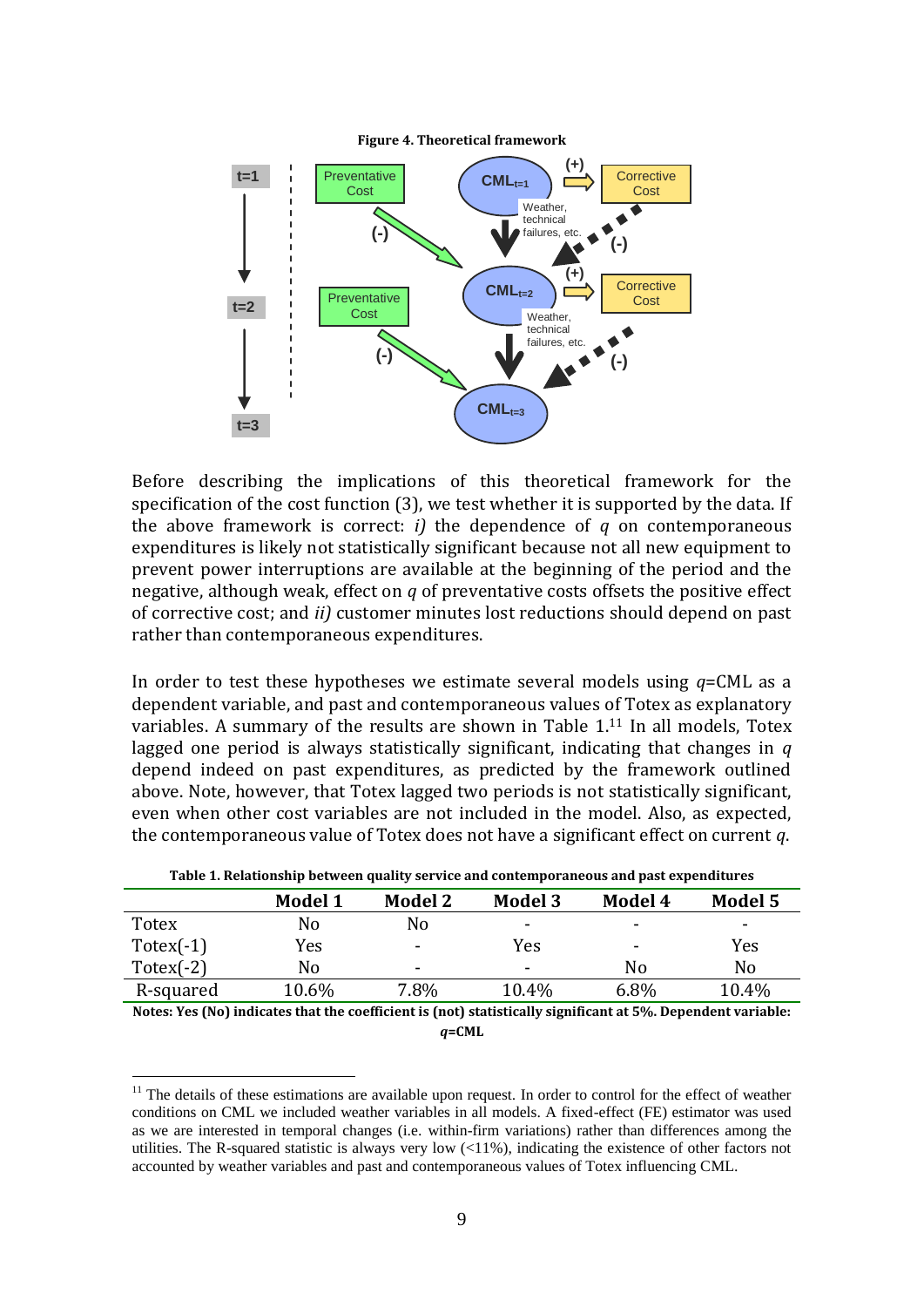**Figure 4. Theoretical framework**

Before describing the implications of this theoretical framework for the specification of the cost function (3), we test whether it is supported by the data. If the above framework is correct: *i)* the dependence of *q* on contemporaneous expenditures is likely not statistically significant because not all new equipment to prevent power interruptions are available at the beginning of the period and the negative, although weak, effect on *q* of preventative costs offsets the positive effect of corrective cost; and *ii)* customer minutes lost reductions should depend on past rather than contemporaneous expenditures.

In order to test these hypotheses we estimate several models using *q*=CML as a dependent variable, and past and contemporaneous values of Totex as explanatory variables. A summary of the results are shown in Table 1.[11] In all models, Totex lagged one period is always statistically significant, indicating that changes in *q* depend indeed on past expenditures, as predicted by the framework outlined above. Note, however, that Totex lagged two periods is not statistically significant, even when other cost variables are not included in the model. Also, as expected, the contemporaneous value of Totex does not have a significant effect on current *q*.

**Table 1. Relationship between quality service and contemporaneous and past expenditures**

| | Model 1 | Model 2 | Model 3 | Model 4 | Model 5 |
|---|---|---|---|---|---|
| Totex | No | No | - | - | - |
| Totex(-1) | Yes | - | Yes | - | Yes |
| Totex(-2) | No | - | - | No | No |
| R-squared | 10.6% | 7.8% | 10.4% | 6.8% | 10.4% |

**Notes: Yes (No) indicates that the coefficient is (not) statistically significant at 5%. Dependent variable: *q*=CML**

[11] The details of these estimations are available upon request. In order to control for the effect of weather conditions on CML we included weather variables in all models. A fixed-effect (FE) estimator was used as we are interested in temporal changes (i.e. within-firm variations) rather than differences among the utilities. The R-squared statistic is always very low (<11%), indicating the existence of other factors not accounted by weather variables and past and contemporaneous values of Totex influencing CML.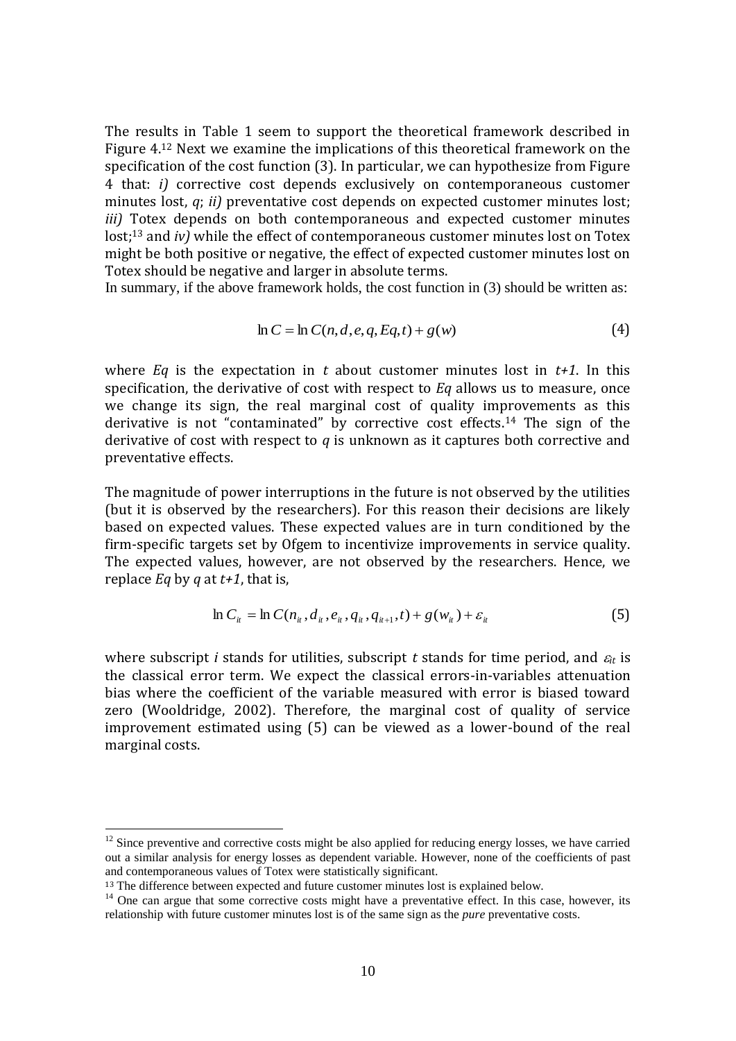The results in Table 1 seem to support the theoretical framework described in Figure 4.[12] Next we examine the implications of this theoretical framework on the specification of the cost function (3). In particular, we can hypothesize from Figure 4 that: *i)* corrective cost depends exclusively on contemporaneous customer minutes lost, $q$; *ii)* preventative cost depends on expected customer minutes lost; *iii)* Totex depends on both contemporaneous and expected customer minutes lost;[13] and *iv)* while the effect of contemporaneous customer minutes lost on Totex might be both positive or negative, the effect of expected customer minutes lost on Totex should be negative and larger in absolute terms.

In summary, if the above framework holds, the cost function in (3) should be written as:

$$\ln C = \ln C(n, d, e, q, Eq, t) + g(w) \tag{4}$$

where $Eq$ is the expectation in $t$ about customer minutes lost in $t+1$. In this specification, the derivative of cost with respect to $Eq$ allows us to measure, once we change its sign, the real marginal cost of quality improvements as this derivative is not "contaminated" by corrective cost effects.[14] The sign of the derivative of cost with respect to $q$ is unknown as it captures both corrective and preventative effects.

The magnitude of power interruptions in the future is not observed by the utilities (but it is observed by the researchers). For this reason their decisions are likely based on expected values. These expected values are in turn conditioned by the firm-specific targets set by Ofgem to incentivize improvements in service quality. The expected values, however, are not observed by the researchers. Hence, we replace $Eq$ by $q$ at $t+1$, that is,

$$\ln C_{it} = \ln C(n_{it}, d_{it}, e_{it}, q_{it}, q_{it+1}, t) + g(w_{it}) + \varepsilon_{it} \tag{5}$$

where subscript $i$ stands for utilities, subscript $t$ stands for time period, and $\varepsilon_{it}$ is the classical error term. We expect the classical errors-in-variables attenuation bias where the coefficient of the variable measured with error is biased toward zero (Wooldridge, 2002). Therefore, the marginal cost of quality of service improvement estimated using (5) can be viewed as a lower-bound of the real marginal costs.

---

[12] Since preventive and corrective costs might be also applied for reducing energy losses, we have carried out a similar analysis for energy losses as dependent variable. However, none of the coefficients of past and contemporaneous values of Totex were statistically significant.

[13] The difference between expected and future customer minutes lost is explained below.

[14] One can argue that some corrective costs might have a preventative effect. In this case, however, its relationship with future customer minutes lost is of the same sign as the *pure* preventative costs.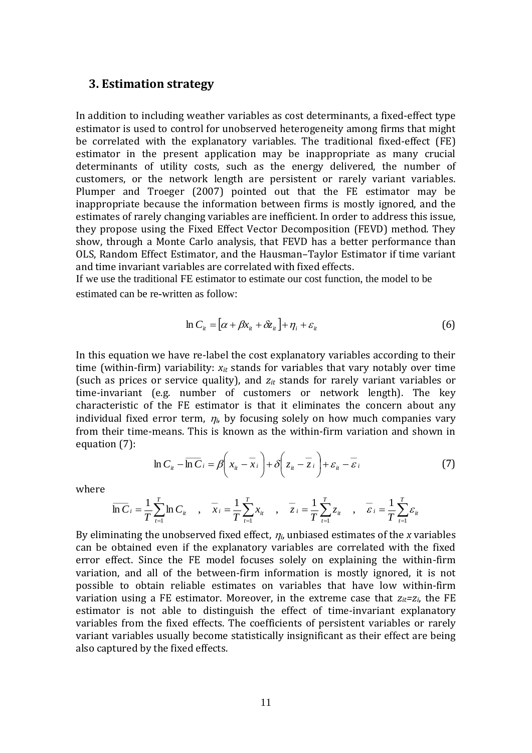## 3. Estimation strategy

In addition to including weather variables as cost determinants, a fixed-effect type estimator is used to control for unobserved heterogeneity among firms that might be correlated with the explanatory variables. The traditional fixed-effect (FE) estimator in the present application may be inappropriate as many crucial determinants of utility costs, such as the energy delivered, the number of customers, or the network length are persistent or rarely variant variables. Plumper and Troeger (2007) pointed out that the FE estimator may be inappropriate because the information between firms is mostly ignored, and the estimates of rarely changing variables are inefficient. In order to address this issue, they propose using the Fixed Effect Vector Decomposition (FEVD) method. They show, through a Monte Carlo analysis, that FEVD has a better performance than OLS, Random Effect Estimator, and the Hausman–Taylor Estimator if time variant and time invariant variables are correlated with fixed effects.

If we use the traditional FE estimator to estimate our cost function, the model to be estimated can be re-written as follow:

$$\ln C_{it} = \left[\alpha + \beta x_{it} + \delta z_{it}\right] + \eta_i + \varepsilon_{it} \tag{6}$$

In this equation we have re-label the cost explanatory variables according to their time (within-firm) variability: $x_{it}$ stands for variables that vary notably over time (such as prices or service quality), and $z_{it}$ stands for rarely variant variables or time-invariant (e.g. number of customers or network length). The key characteristic of the FE estimator is that it eliminates the concern about any individual fixed error term, $\eta_i$, by focusing solely on how much companies vary from their time-means. This is known as the within-firm variation and shown in equation (7):

$$\ln C_{it} - \overline{\ln C}_i = \beta\left(x_{it} - \bar{x}_i\right) + \delta\left(z_{it} - \bar{z}_i\right) + \varepsilon_{it} - \bar{\varepsilon}_i \tag{7}$$

where

$$\overline{\ln C}_i = \frac{1}{T}\sum_{t=1}^{T}\ln C_{it} \quad , \quad \bar{x}_i = \frac{1}{T}\sum_{t=1}^{T}x_{it} \quad , \quad \bar{z}_i = \frac{1}{T}\sum_{t=1}^{T}z_{it} \quad , \quad \bar{\varepsilon}_i = \frac{1}{T}\sum_{t=1}^{T}\varepsilon_{it}$$

By eliminating the unobserved fixed effect, $\eta_i$, unbiased estimates of the *x* variables can be obtained even if the explanatory variables are correlated with the fixed error effect. Since the FE model focuses solely on explaining the within-firm variation, and all of the between-firm information is mostly ignored, it is not possible to obtain reliable estimates on variables that have low within-firm variation using a FE estimator. Moreover, in the extreme case that $z_{it}=z_i$, the FE estimator is not able to distinguish the effect of time-invariant explanatory variables from the fixed effects. The coefficients of persistent variables or rarely variant variables usually become statistically insignificant as their effect are being also captured by the fixed effects.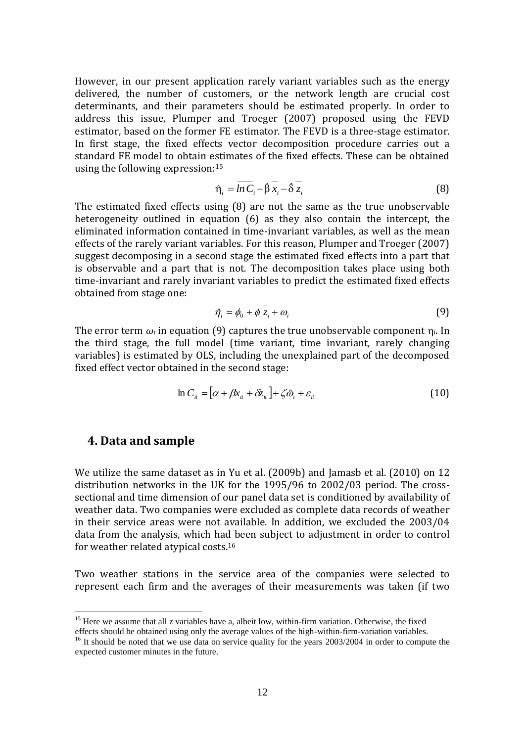However, in our present application rarely variant variables such as the energy delivered, the number of customers, or the network length are crucial cost determinants, and their parameters should be estimated properly. In order to address this issue, Plumper and Troeger (2007) proposed using the FEVD estimator, based on the former FE estimator. The FEVD is a three-stage estimator. In first stage, the fixed effects vector decomposition procedure carries out a standard FE model to obtain estimates of the fixed effects. These can be obtained using the following expression:[15]

$$\hat{\eta}_i = \overline{\ln C_i} - \hat{\beta}\,\overline{x}_i - \hat{\delta}\,\overline{z}_i \tag{8}$$

The estimated fixed effects using (8) are not the same as the true unobservable heterogeneity outlined in equation (6) as they also contain the intercept, the eliminated information contained in time-invariant variables, as well as the mean effects of the rarely variant variables. For this reason, Plumper and Troeger (2007) suggest decomposing in a second stage the estimated fixed effects into a part that is observable and a part that is not. The decomposition takes place using both time-invariant and rarely invariant variables to predict the estimated fixed effects obtained from stage one:

$$\hat{\eta}_i = \phi_0 + \phi\,\overline{z}_i + \omega_i \tag{9}$$

The error term $\omega_i$ in equation (9) captures the true unobservable component $\eta_i$. In the third stage, the full model (time variant, time invariant, rarely changing variables) is estimated by OLS, including the unexplained part of the decomposed fixed effect vector obtained in the second stage:

$$\ln C_{it} = \left[\alpha + \beta x_{it} + \delta z_{it}\right] + \zeta\hat{\omega}_i + \varepsilon_{it} \tag{10}$$

## 4. Data and sample

We utilize the same dataset as in Yu et al. (2009b) and Jamasb et al. (2010) on 12 distribution networks in the UK for the 1995/96 to 2002/03 period. The cross-sectional and time dimension of our panel data set is conditioned by availability of weather data. Two companies were excluded as complete data records of weather in their service areas were not available. In addition, we excluded the 2003/04 data from the analysis, which had been subject to adjustment in order to control for weather related atypical costs.[16]

Two weather stations in the service area of the companies were selected to represent each firm and the averages of their measurements was taken (if two

[15] Here we assume that all z variables have a, albeit low, within-firm variation. Otherwise, the fixed effects should be obtained using only the average values of the high-within-firm-variation variables.

[16] It should be noted that we use data on service quality for the years 2003/2004 in order to compute the expected customer minutes in the future.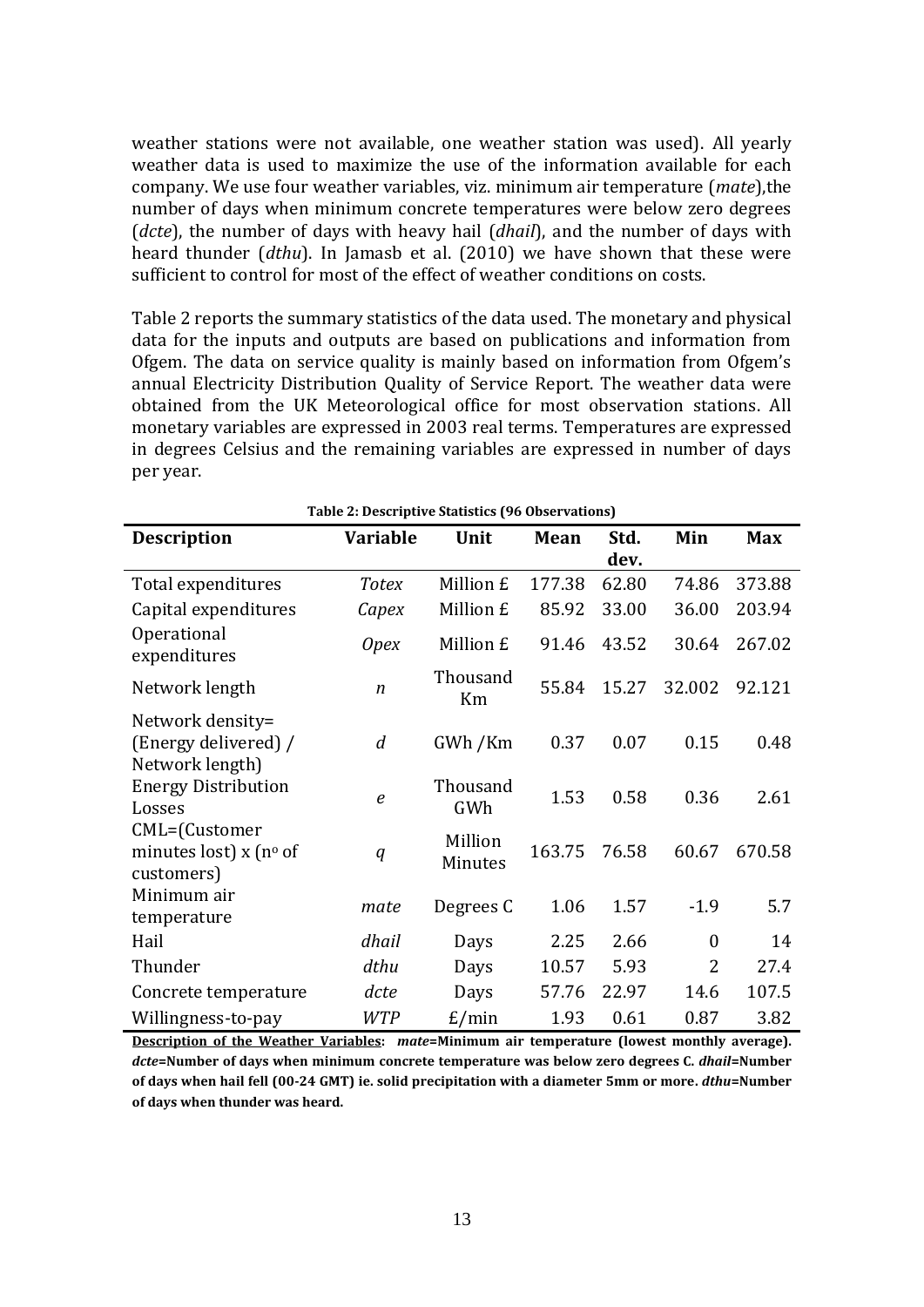weather stations were not available, one weather station was used). All yearly weather data is used to maximize the use of the information available for each company. We use four weather variables, viz. minimum air temperature (*mate*),the number of days when minimum concrete temperatures were below zero degrees (*dcte*), the number of days with heavy hail (*dhail*), and the number of days with heard thunder (*dthu*). In Jamasb et al. (2010) we have shown that these were sufficient to control for most of the effect of weather conditions on costs.

Table 2 reports the summary statistics of the data used. The monetary and physical data for the inputs and outputs are based on publications and information from Ofgem. The data on service quality is mainly based on information from Ofgem's annual Electricity Distribution Quality of Service Report. The weather data were obtained from the UK Meteorological office for most observation stations. All monetary variables are expressed in 2003 real terms. Temperatures are expressed in degrees Celsius and the remaining variables are expressed in number of days per year.

**Table 2: Descriptive Statistics (96 Observations)**

| Description | Variable | Unit | Mean | Std. dev. | Min | Max |
|---|---|---|---|---|---|---|
| Total expenditures | *Totex* | Million £ | 177.38 | 62.80 | 74.86 | 373.88 |
| Capital expenditures | *Capex* | Million £ | 85.92 | 33.00 | 36.00 | 203.94 |
| Operational expenditures | *Opex* | Million £ | 91.46 | 43.52 | 30.64 | 267.02 |
| Network length | $n$ | Thousand Km | 55.84 | 15.27 | 32.002 | 92.121 |
| Network density= (Energy delivered) / Network length) | $d$ | GWh /Km | 0.37 | 0.07 | 0.15 | 0.48 |
| Energy Distribution Losses | $e$ | Thousand GWh | 1.53 | 0.58 | 0.36 | 2.61 |
| CML=(Customer minutes lost) x (nº of customers) | $q$ | Million Minutes | 163.75 | 76.58 | 60.67 | 670.58 |
| Minimum air temperature | *mate* | Degrees C | 1.06 | 1.57 | -1.9 | 5.7 |
| Hail | *dhail* | Days | 2.25 | 2.66 | 0 | 14 |
| Thunder | *dthu* | Days | 10.57 | 5.93 | 2 | 27.4 |
| Concrete temperature | *dcte* | Days | 57.76 | 22.97 | 14.6 | 107.5 |
| Willingness-to-pay | *WTP* | £/min | 1.93 | 0.61 | 0.87 | 3.82 |

**Description of the Weather Variables:** ***mate*=Minimum air temperature (lowest monthly average). *dcte*=Number of days when minimum concrete temperature was below zero degrees C. *dhail*=Number of days when hail fell (00-24 GMT) ie. solid precipitation with a diameter 5mm or more. *dthu*=Number of days when thunder was heard.**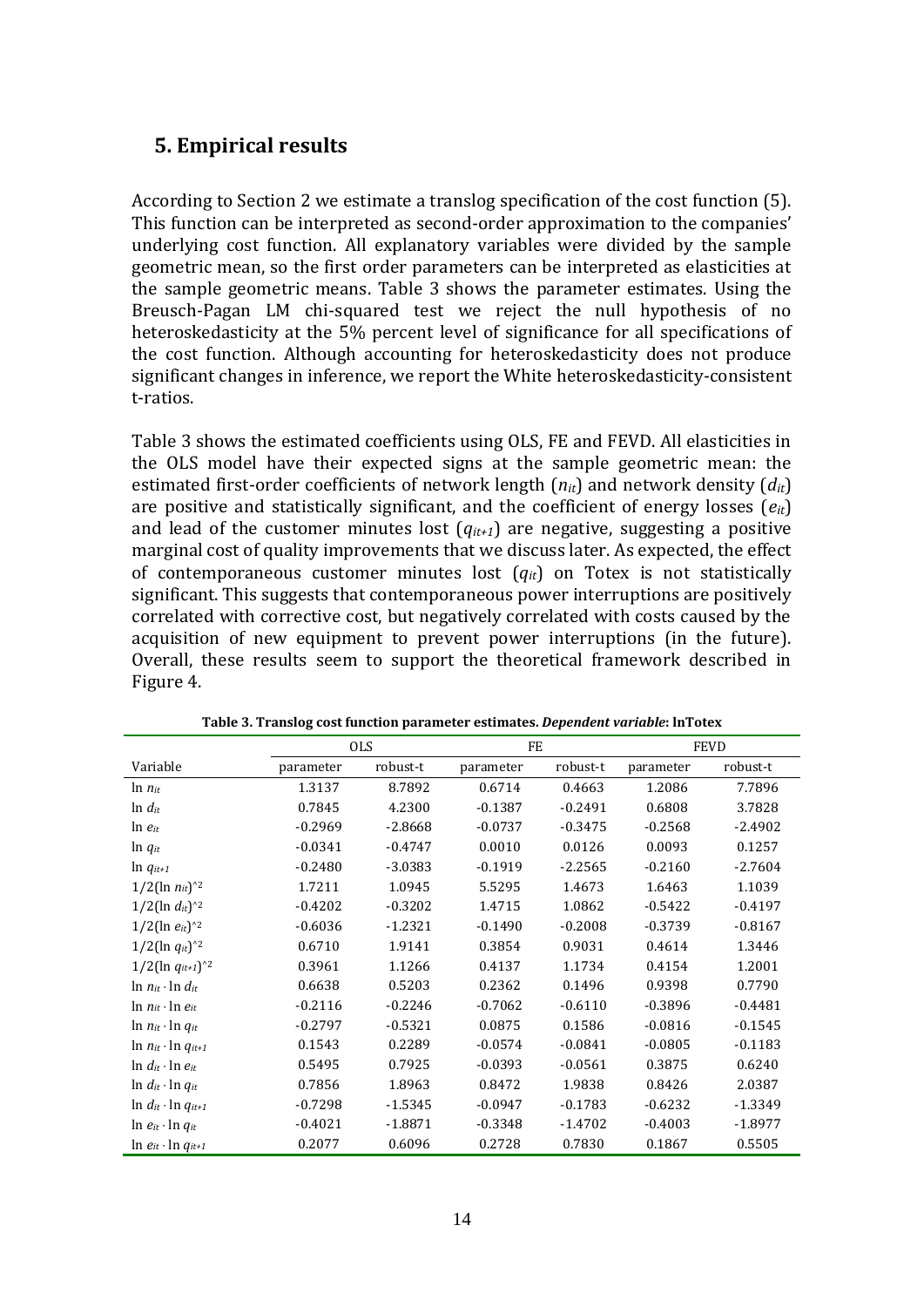## 5. Empirical results

According to Section 2 we estimate a translog specification of the cost function (5). This function can be interpreted as second-order approximation to the companies' underlying cost function. All explanatory variables were divided by the sample geometric mean, so the first order parameters can be interpreted as elasticities at the sample geometric means. Table 3 shows the parameter estimates. Using the Breusch-Pagan LM chi-squared test we reject the null hypothesis of no heteroskedasticity at the 5% percent level of significance for all specifications of the cost function. Although accounting for heteroskedasticity does not produce significant changes in inference, we report the White heteroskedasticity-consistent t-ratios.

Table 3 shows the estimated coefficients using OLS, FE and FEVD. All elasticities in the OLS model have their expected signs at the sample geometric mean: the estimated first-order coefficients of network length ($n_{it}$) and network density ($d_{it}$) are positive and statistically significant, and the coefficient of energy losses ($e_{it}$) and lead of the customer minutes lost ($q_{it+1}$) are negative, suggesting a positive marginal cost of quality improvements that we discuss later. As expected, the effect of contemporaneous customer minutes lost ($q_{it}$) on Totex is not statistically significant. This suggests that contemporaneous power interruptions are positively correlated with corrective cost, but negatively correlated with costs caused by the acquisition of new equipment to prevent power interruptions (in the future). Overall, these results seem to support the theoretical framework described in Figure 4.

**Table 3. Translog cost function parameter estimates. *Dependent variable*: lnTotex**

| | OLS | | FE | | FEVD | |
|---|---|---|---|---|---|---|
| Variable | parameter | robust-t | parameter | robust-t | parameter | robust-t |
| $\ln n_{it}$ | 1.3137 | 8.7892 | 0.6714 | 0.4663 | 1.2086 | 7.7896 |
| $\ln d_{it}$ | 0.7845 | 4.2300 | -0.1387 | -0.2491 | 0.6808 | 3.7828 |
| $\ln e_{it}$ | -0.2969 | -2.8668 | -0.0737 | -0.3475 | -0.2568 | -2.4902 |
| $\ln q_{it}$ | -0.0341 | -0.4747 | 0.0010 | 0.0126 | 0.0093 | 0.1257 |
| $\ln q_{it+1}$ | -0.2480 | -3.0383 | -0.1919 | -2.2565 | -0.2160 | -2.7604 |
| $1/2(\ln n_{it})^2$ | 1.7211 | 1.0945 | 5.5295 | 1.4673 | 1.6463 | 1.1039 |
| $1/2(\ln d_{it})^2$ | -0.4202 | -0.3202 | 1.4715 | 1.0862 | -0.5422 | -0.4197 |
| $1/2(\ln e_{it})^2$ | -0.6036 | -1.2321 | -0.1490 | -0.2008 | -0.3739 | -0.8167 |
| $1/2(\ln q_{it})^2$ | 0.6710 | 1.9141 | 0.3854 | 0.9031 | 0.4614 | 1.3446 |
| $1/2(\ln q_{it+1})^2$ | 0.3961 | 1.1266 | 0.4137 | 1.1734 | 0.4154 | 1.2001 |
| $\ln n_{it} \cdot \ln d_{it}$ | 0.6638 | 0.5203 | 0.2362 | 0.1496 | 0.9398 | 0.7790 |
| $\ln n_{it} \cdot \ln e_{it}$ | -0.2116 | -0.2246 | -0.7062 | -0.6110 | -0.3896 | -0.4481 |
| $\ln n_{it} \cdot \ln q_{it}$ | -0.2797 | -0.5321 | 0.0875 | 0.1586 | -0.0816 | -0.1545 |
| $\ln n_{it} \cdot \ln q_{it+1}$ | 0.1543 | 0.2289 | -0.0574 | -0.0841 | -0.0805 | -0.1183 |
| $\ln d_{it} \cdot \ln e_{it}$ | 0.5495 | 0.7925 | -0.0393 | -0.0561 | 0.3875 | 0.6240 |
| $\ln d_{it} \cdot \ln q_{it}$ | 0.7856 | 1.8963 | 0.8472 | 1.9838 | 0.8426 | 2.0387 |
| $\ln d_{it} \cdot \ln q_{it+1}$ | -0.7298 | -1.5345 | -0.0947 | -0.1783 | -0.6232 | -1.3349 |
| $\ln e_{it} \cdot \ln q_{it}$ | -0.4021 | -1.8871 | -0.3348 | -1.4702 | -0.4003 | -1.8977 |
| $\ln e_{it} \cdot \ln q_{it+1}$ | 0.2077 | 0.6096 | 0.2728 | 0.7830 | 0.1867 | 0.5505 |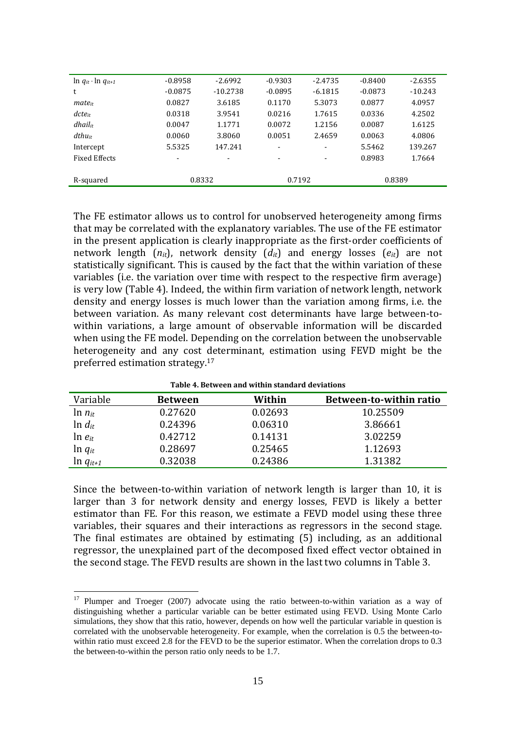| $\ln q_{it} \cdot \ln q_{it+1}$ | -0.8958 | -2.6992 | -0.9303 | -2.4735 | -0.8400 | -2.6355 |
|---|---|---|---|---|---|---|
| t | -0.0875 | -10.2738 | -0.0895 | -6.1815 | -0.0873 | -10.243 |
| $mate_{it}$ | 0.0827 | 3.6185 | 0.1170 | 5.3073 | 0.0877 | 4.0957 |
| $dcte_{it}$ | 0.0318 | 3.9541 | 0.0216 | 1.7615 | 0.0336 | 4.2502 |
| $dhail_{it}$ | 0.0047 | 1.1771 | 0.0072 | 1.2156 | 0.0087 | 1.6125 |
| $dthu_{it}$ | 0.0060 | 3.8060 | 0.0051 | 2.4659 | 0.0063 | 4.0806 |
| Intercept | 5.5325 | 147.241 | - | - | 5.5462 | 139.267 |
| Fixed Effects | - | - | - | - | 0.8983 | 1.7664 |
| R-squared | 0.8332 | | 0.7192 | | 0.8389 | |

The FE estimator allows us to control for unobserved heterogeneity among firms that may be correlated with the explanatory variables. The use of the FE estimator in the present application is clearly inappropriate as the first-order coefficients of network length ($n_{it}$), network density ($d_{it}$) and energy losses ($e_{it}$) are not statistically significant. This is caused by the fact that the within variation of these variables (i.e. the variation over time with respect to the respective firm average) is very low (Table 4). Indeed, the within firm variation of network length, network density and energy losses is much lower than the variation among firms, i.e. the between variation. As many relevant cost determinants have large between-to-within variations, a large amount of observable information will be discarded when using the FE model. Depending on the correlation between the unobservable heterogeneity and any cost determinant, estimation using FEVD might be the preferred estimation strategy.[17]

**Table 4. Between and within standard deviations**

| Variable | **Between** | **Within** | **Between-to-within ratio** |
|---|---|---|---|
| $\ln n_{it}$ | 0.27620 | 0.02693 | 10.25509 |
| $\ln d_{it}$ | 0.24396 | 0.06310 | 3.86661 |
| $\ln e_{it}$ | 0.42712 | 0.14131 | 3.02259 |
| $\ln q_{it}$ | 0.28697 | 0.25465 | 1.12693 |
| $\ln q_{it+1}$ | 0.32038 | 0.24386 | 1.31382 |

Since the between-to-within variation of network length is larger than 10, it is larger than 3 for network density and energy losses, FEVD is likely a better estimator than FE. For this reason, we estimate a FEVD model using these three variables, their squares and their interactions as regressors in the second stage. The final estimates are obtained by estimating (5) including, as an additional regressor, the unexplained part of the decomposed fixed effect vector obtained in the second stage. The FEVD results are shown in the last two columns in Table 3.

[17] Plumper and Troeger (2007) advocate using the ratio between-to-within variation as a way of distinguishing whether a particular variable can be better estimated using FEVD. Using Monte Carlo simulations, they show that this ratio, however, depends on how well the particular variable in question is correlated with the unobservable heterogeneity. For example, when the correlation is 0.5 the between-to-within ratio must exceed 2.8 for the FEVD to be the superior estimator. When the correlation drops to 0.3 the between-to-within the person ratio only needs to be 1.7.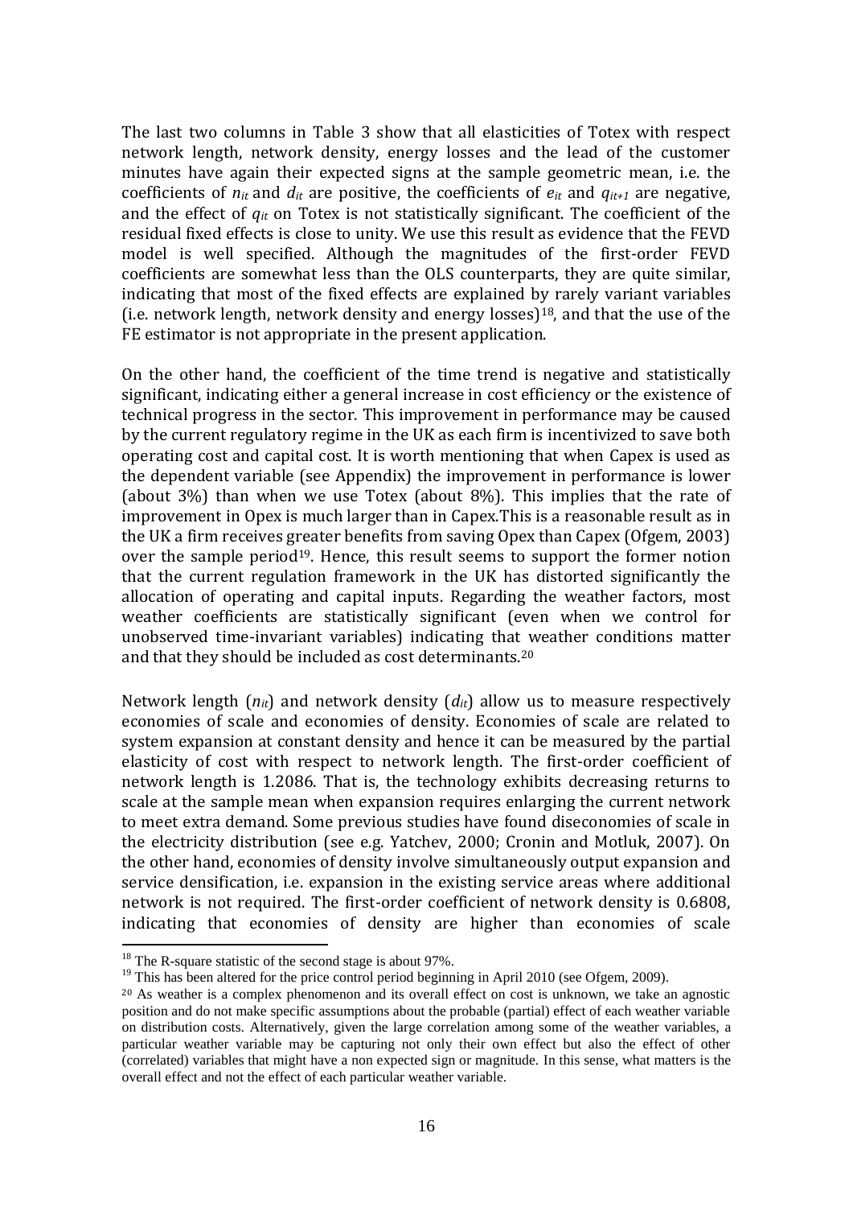The last two columns in Table 3 show that all elasticities of Totex with respect network length, network density, energy losses and the lead of the customer minutes have again their expected signs at the sample geometric mean, i.e. the coefficients of $n_{it}$ and $d_{it}$ are positive, the coefficients of $e_{it}$ and $q_{it+1}$ are negative, and the effect of $q_{it}$ on Totex is not statistically significant. The coefficient of the residual fixed effects is close to unity. We use this result as evidence that the FEVD model is well specified. Although the magnitudes of the first-order FEVD coefficients are somewhat less than the OLS counterparts, they are quite similar, indicating that most of the fixed effects are explained by rarely variant variables (i.e. network length, network density and energy losses)[18], and that the use of the FE estimator is not appropriate in the present application.

On the other hand, the coefficient of the time trend is negative and statistically significant, indicating either a general increase in cost efficiency or the existence of technical progress in the sector. This improvement in performance may be caused by the current regulatory regime in the UK as each firm is incentivized to save both operating cost and capital cost. It is worth mentioning that when Capex is used as the dependent variable (see Appendix) the improvement in performance is lower (about 3%) than when we use Totex (about 8%). This implies that the rate of improvement in Opex is much larger than in Capex.This is a reasonable result as in the UK a firm receives greater benefits from saving Opex than Capex (Ofgem, 2003) over the sample period[19]. Hence, this result seems to support the former notion that the current regulation framework in the UK has distorted significantly the allocation of operating and capital inputs. Regarding the weather factors, most weather coefficients are statistically significant (even when we control for unobserved time-invariant variables) indicating that weather conditions matter and that they should be included as cost determinants.[20]

Network length ($n_{it}$) and network density ($d_{it}$) allow us to measure respectively economies of scale and economies of density. Economies of scale are related to system expansion at constant density and hence it can be measured by the partial elasticity of cost with respect to network length. The first-order coefficient of network length is 1.2086. That is, the technology exhibits decreasing returns to scale at the sample mean when expansion requires enlarging the current network to meet extra demand. Some previous studies have found diseconomies of scale in the electricity distribution (see e.g. Yatchev, 2000; Cronin and Motluk, 2007). On the other hand, economies of density involve simultaneously output expansion and service densification, i.e. expansion in the existing service areas where additional network is not required. The first-order coefficient of network density is 0.6808, indicating that economies of density are higher than economies of scale

[18] The R-square statistic of the second stage is about 97%.

[19] This has been altered for the price control period beginning in April 2010 (see Ofgem, 2009).

[20] As weather is a complex phenomenon and its overall effect on cost is unknown, we take an agnostic position and do not make specific assumptions about the probable (partial) effect of each weather variable on distribution costs. Alternatively, given the large correlation among some of the weather variables, a particular weather variable may be capturing not only their own effect but also the effect of other (correlated) variables that might have a non expected sign or magnitude. In this sense, what matters is the overall effect and not the effect of each particular weather variable.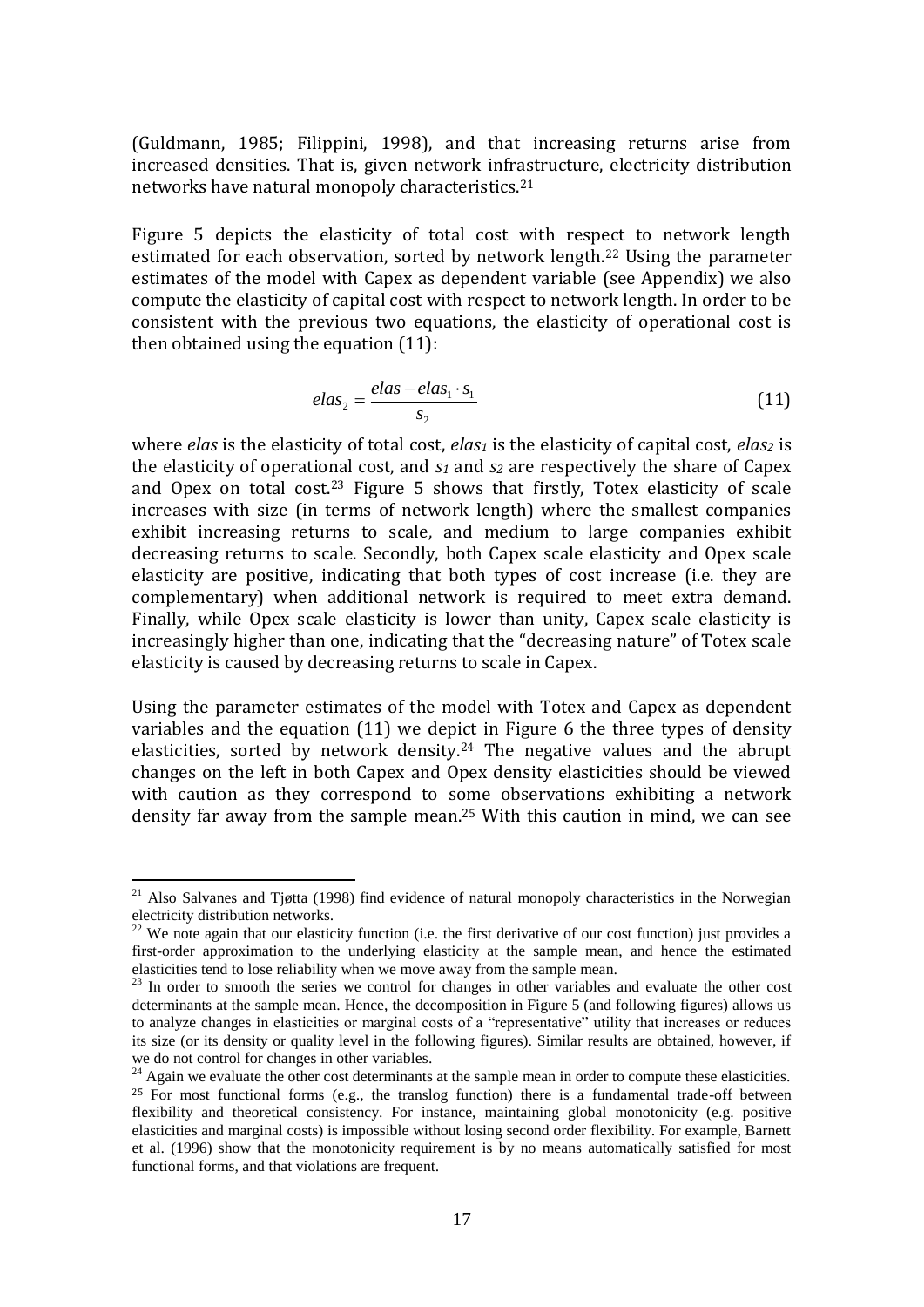(Guldmann, 1985; Filippini, 1998), and that increasing returns arise from increased densities. That is, given network infrastructure, electricity distribution networks have natural monopoly characteristics.[21]

Figure 5 depicts the elasticity of total cost with respect to network length estimated for each observation, sorted by network length.[22] Using the parameter estimates of the model with Capex as dependent variable (see Appendix) we also compute the elasticity of capital cost with respect to network length. In order to be consistent with the previous two equations, the elasticity of operational cost is then obtained using the equation (11):

$$elas_2 = \frac{elas - elas_1 \cdot s_1}{s_2} \tag{11}$$

where *elas* is the elasticity of total cost, $elas_1$ is the elasticity of capital cost, $elas_2$ is the elasticity of operational cost, and $s_1$ and $s_2$ are respectively the share of Capex and Opex on total cost.[23] Figure 5 shows that firstly, Totex elasticity of scale increases with size (in terms of network length) where the smallest companies exhibit increasing returns to scale, and medium to large companies exhibit decreasing returns to scale. Secondly, both Capex scale elasticity and Opex scale elasticity are positive, indicating that both types of cost increase (i.e. they are complementary) when additional network is required to meet extra demand. Finally, while Opex scale elasticity is lower than unity, Capex scale elasticity is increasingly higher than one, indicating that the "decreasing nature" of Totex scale elasticity is caused by decreasing returns to scale in Capex.

Using the parameter estimates of the model with Totex and Capex as dependent variables and the equation (11) we depict in Figure 6 the three types of density elasticities, sorted by network density.[24] The negative values and the abrupt changes on the left in both Capex and Opex density elasticities should be viewed with caution as they correspond to some observations exhibiting a network density far away from the sample mean.[25] With this caution in mind, we can see

---

[21] Also Salvanes and Tjøtta (1998) find evidence of natural monopoly characteristics in the Norwegian electricity distribution networks.

[22] We note again that our elasticity function (i.e. the first derivative of our cost function) just provides a first-order approximation to the underlying elasticity at the sample mean, and hence the estimated elasticities tend to lose reliability when we move away from the sample mean.

[23] In order to smooth the series we control for changes in other variables and evaluate the other cost determinants at the sample mean. Hence, the decomposition in Figure 5 (and following figures) allows us to analyze changes in elasticities or marginal costs of a "representative" utility that increases or reduces its size (or its density or quality level in the following figures). Similar results are obtained, however, if we do not control for changes in other variables.

[24] Again we evaluate the other cost determinants at the sample mean in order to compute these elasticities.

[25] For most functional forms (e.g., the translog function) there is a fundamental trade-off between flexibility and theoretical consistency. For instance, maintaining global monotonicity (e.g. positive elasticities and marginal costs) is impossible without losing second order flexibility. For example, Barnett et al. (1996) show that the monotonicity requirement is by no means automatically satisfied for most functional forms, and that violations are frequent.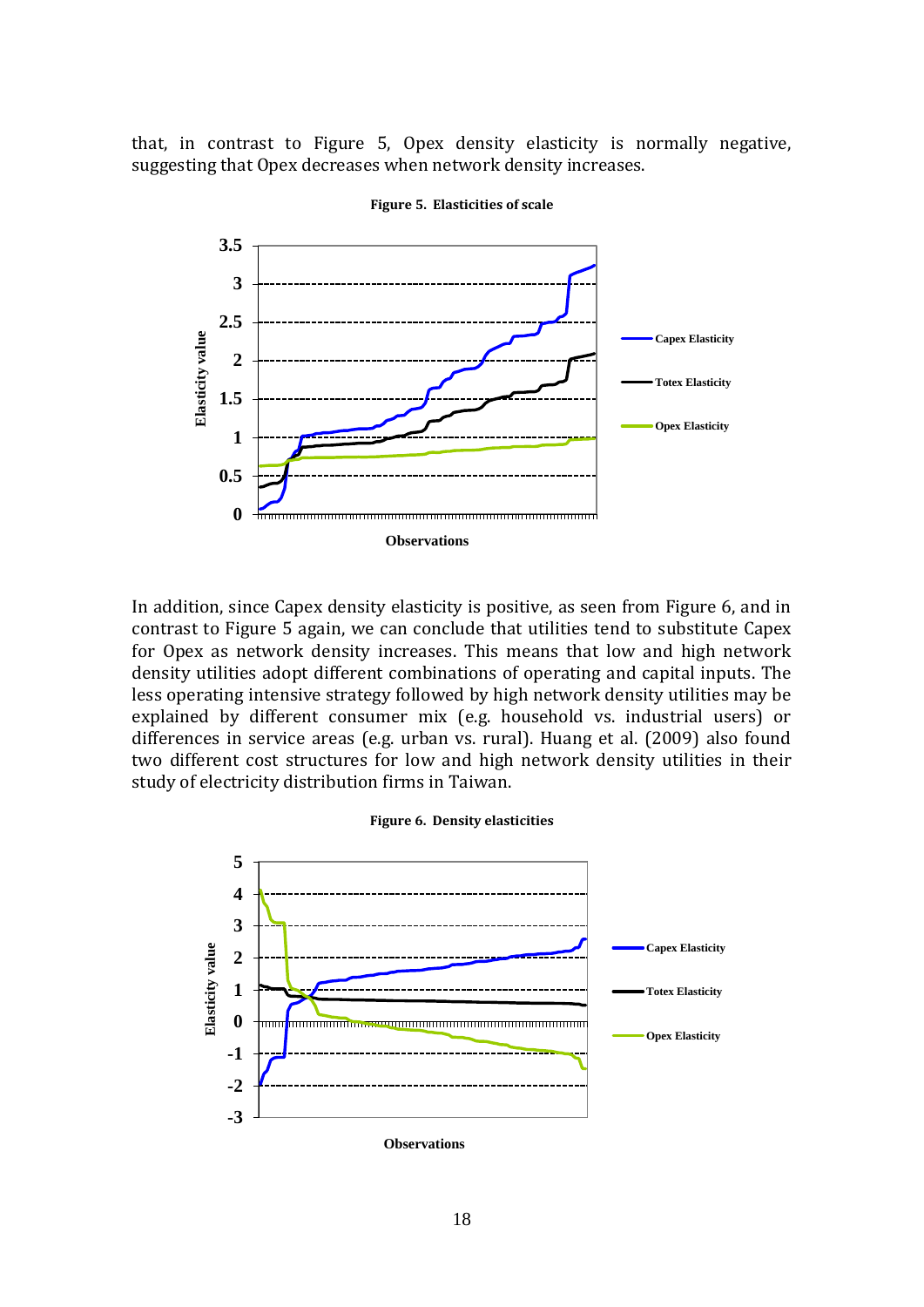that, in contrast to Figure 5, Opex density elasticity is normally negative, suggesting that Opex decreases when network density increases.

**Figure 5. Elasticities of scale**

In addition, since Capex density elasticity is positive, as seen from Figure 6, and in contrast to Figure 5 again, we can conclude that utilities tend to substitute Capex for Opex as network density increases. This means that low and high network density utilities adopt different combinations of operating and capital inputs. The less operating intensive strategy followed by high network density utilities may be explained by different consumer mix (e.g. household vs. industrial users) or differences in service areas (e.g. urban vs. rural). Huang et al. (2009) also found two different cost structures for low and high network density utilities in their study of electricity distribution firms in Taiwan.

**Figure 6. Density elasticities**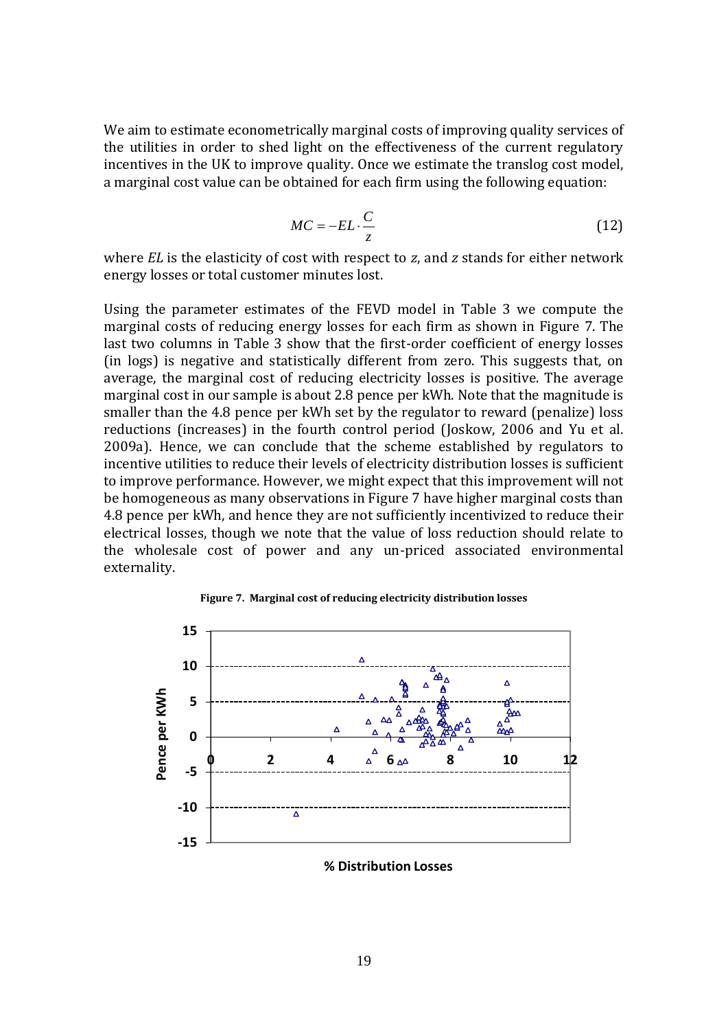We aim to estimate econometrically marginal costs of improving quality services of the utilities in order to shed light on the effectiveness of the current regulatory incentives in the UK to improve quality. Once we estimate the translog cost model, a marginal cost value can be obtained for each firm using the following equation:

$$MC = -EL \cdot \frac{C}{z} \tag{12}$$

where $EL$ is the elasticity of cost with respect to $z$, and $z$ stands for either network energy losses or total customer minutes lost.

Using the parameter estimates of the FEVD model in Table 3 we compute the marginal costs of reducing energy losses for each firm as shown in Figure 7. The last two columns in Table 3 show that the first-order coefficient of energy losses (in logs) is negative and statistically different from zero. This suggests that, on average, the marginal cost of reducing electricity losses is positive. The average marginal cost in our sample is about 2.8 pence per kWh. Note that the magnitude is smaller than the 4.8 pence per kWh set by the regulator to reward (penalize) loss reductions (increases) in the fourth control period (Joskow, 2006 and Yu et al. 2009a). Hence, we can conclude that the scheme established by regulators to incentive utilities to reduce their levels of electricity distribution losses is sufficient to improve performance. However, we might expect that this improvement will not be homogeneous as many observations in Figure 7 have higher marginal costs than 4.8 pence per kWh, and hence they are not sufficiently incentivized to reduce their electrical losses, though we note that the value of loss reduction should relate to the wholesale cost of power and any un-priced associated environmental externality.

**Figure 7. Marginal cost of reducing electricity distribution losses**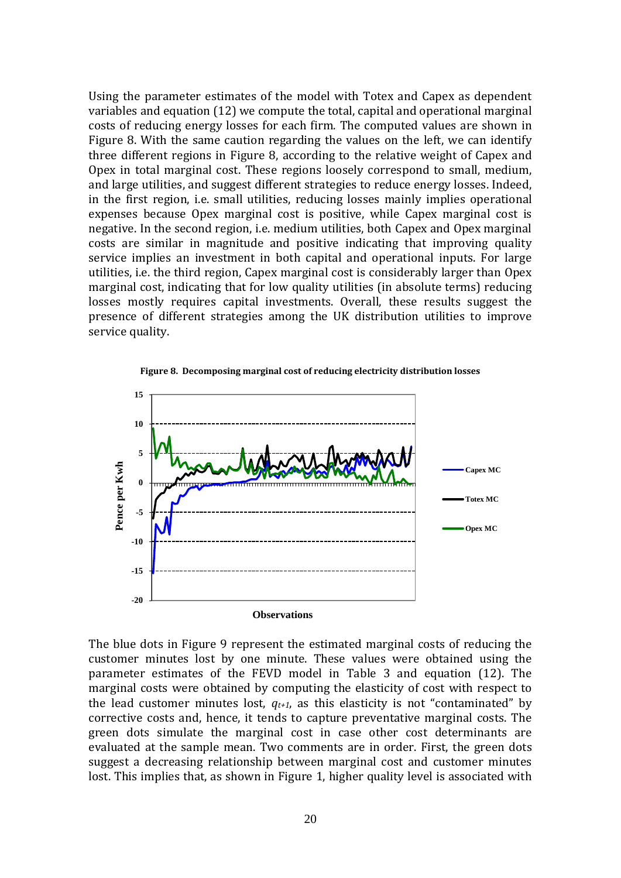Using the parameter estimates of the model with Totex and Capex as dependent variables and equation (12) we compute the total, capital and operational marginal costs of reducing energy losses for each firm. The computed values are shown in Figure 8. With the same caution regarding the values on the left, we can identify three different regions in Figure 8, according to the relative weight of Capex and Opex in total marginal cost. These regions loosely correspond to small, medium, and large utilities, and suggest different strategies to reduce energy losses. Indeed, in the first region, i.e. small utilities, reducing losses mainly implies operational expenses because Opex marginal cost is positive, while Capex marginal cost is negative. In the second region, i.e. medium utilities, both Capex and Opex marginal costs are similar in magnitude and positive indicating that improving quality service implies an investment in both capital and operational inputs. For large utilities, i.e. the third region, Capex marginal cost is considerably larger than Opex marginal cost, indicating that for low quality utilities (in absolute terms) reducing losses mostly requires capital investments. Overall, these results suggest the presence of different strategies among the UK distribution utilities to improve service quality.

**Figure 8. Decomposing marginal cost of reducing electricity distribution losses**

The blue dots in Figure 9 represent the estimated marginal costs of reducing the customer minutes lost by one minute. These values were obtained using the parameter estimates of the FEVD model in Table 3 and equation (12). The marginal costs were obtained by computing the elasticity of cost with respect to the lead customer minutes lost, $q_{t+1}$, as this elasticity is not "contaminated" by corrective costs and, hence, it tends to capture preventative marginal costs. The green dots simulate the marginal cost in case other cost determinants are evaluated at the sample mean. Two comments are in order. First, the green dots suggest a decreasing relationship between marginal cost and customer minutes lost. This implies that, as shown in Figure 1, higher quality level is associated with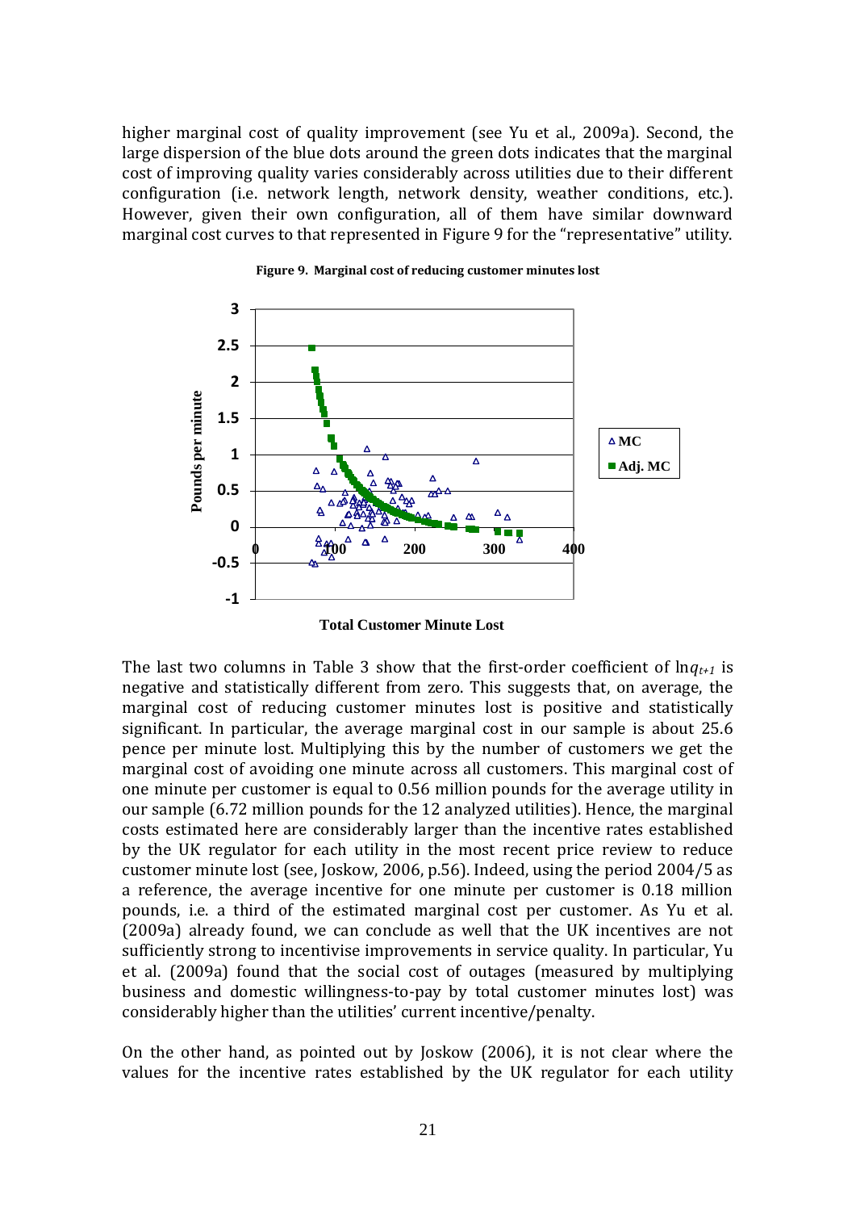higher marginal cost of quality improvement (see Yu et al., 2009a). Second, the large dispersion of the blue dots around the green dots indicates that the marginal cost of improving quality varies considerably across utilities due to their different configuration (i.e. network length, network density, weather conditions, etc.). However, given their own configuration, all of them have similar downward marginal cost curves to that represented in Figure 9 for the "representative" utility.

**Figure 9. Marginal cost of reducing customer minutes lost**

The last two columns in Table 3 show that the first-order coefficient of $\ln q_{t+1}$ is negative and statistically different from zero. This suggests that, on average, the marginal cost of reducing customer minutes lost is positive and statistically significant. In particular, the average marginal cost in our sample is about 25.6 pence per minute lost. Multiplying this by the number of customers we get the marginal cost of avoiding one minute across all customers. This marginal cost of one minute per customer is equal to 0.56 million pounds for the average utility in our sample (6.72 million pounds for the 12 analyzed utilities). Hence, the marginal costs estimated here are considerably larger than the incentive rates established by the UK regulator for each utility in the most recent price review to reduce customer minute lost (see, Joskow, 2006, p.56). Indeed, using the period 2004/5 as a reference, the average incentive for one minute per customer is 0.18 million pounds, i.e. a third of the estimated marginal cost per customer. As Yu et al. (2009a) already found, we can conclude as well that the UK incentives are not sufficiently strong to incentivise improvements in service quality. In particular, Yu et al. (2009a) found that the social cost of outages (measured by multiplying business and domestic willingness-to-pay by total customer minutes lost) was considerably higher than the utilities' current incentive/penalty.

On the other hand, as pointed out by Joskow (2006), it is not clear where the values for the incentive rates established by the UK regulator for each utility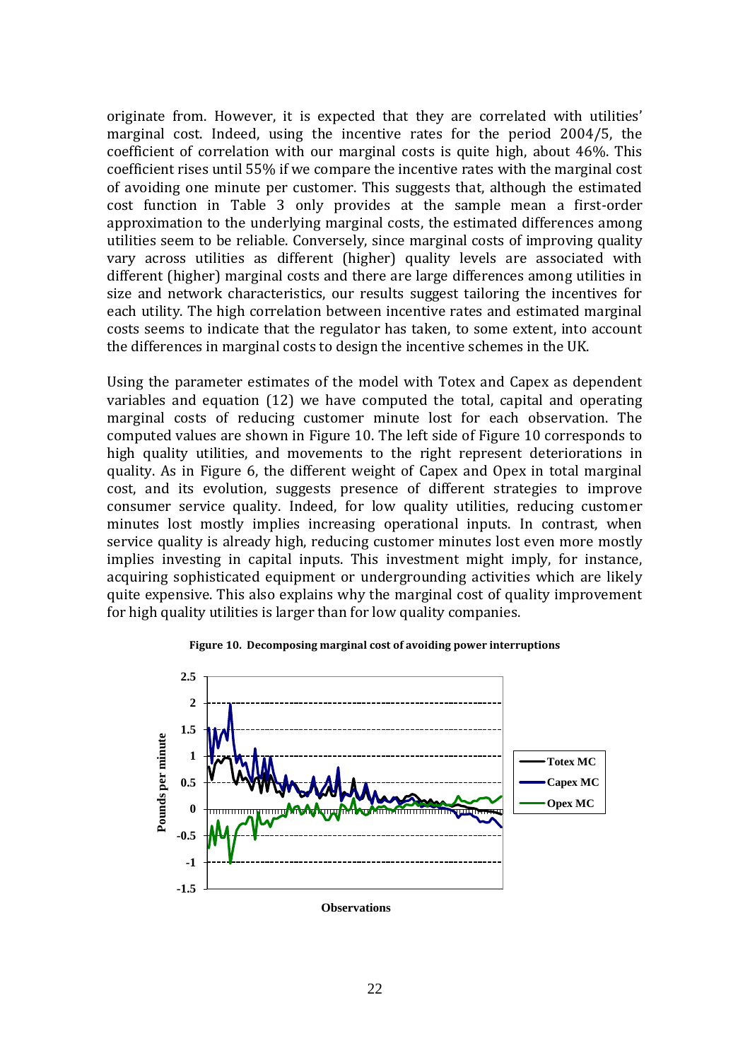originate from. However, it is expected that they are correlated with utilities' marginal cost. Indeed, using the incentive rates for the period 2004/5, the coefficient of correlation with our marginal costs is quite high, about 46%. This coefficient rises until 55% if we compare the incentive rates with the marginal cost of avoiding one minute per customer. This suggests that, although the estimated cost function in Table 3 only provides at the sample mean a first-order approximation to the underlying marginal costs, the estimated differences among utilities seem to be reliable. Conversely, since marginal costs of improving quality vary across utilities as different (higher) quality levels are associated with different (higher) marginal costs and there are large differences among utilities in size and network characteristics, our results suggest tailoring the incentives for each utility. The high correlation between incentive rates and estimated marginal costs seems to indicate that the regulator has taken, to some extent, into account the differences in marginal costs to design the incentive schemes in the UK.

Using the parameter estimates of the model with Totex and Capex as dependent variables and equation (12) we have computed the total, capital and operating marginal costs of reducing customer minute lost for each observation. The computed values are shown in Figure 10. The left side of Figure 10 corresponds to high quality utilities, and movements to the right represent deteriorations in quality. As in Figure 6, the different weight of Capex and Opex in total marginal cost, and its evolution, suggests presence of different strategies to improve consumer service quality. Indeed, for low quality utilities, reducing customer minutes lost mostly implies increasing operational inputs. In contrast, when service quality is already high, reducing customer minutes lost even more mostly implies investing in capital inputs. This investment might imply, for instance, acquiring sophisticated equipment or undergrounding activities which are likely quite expensive. This also explains why the marginal cost of quality improvement for high quality utilities is larger than for low quality companies.

**Figure 10. Decomposing marginal cost of avoiding power interruptions**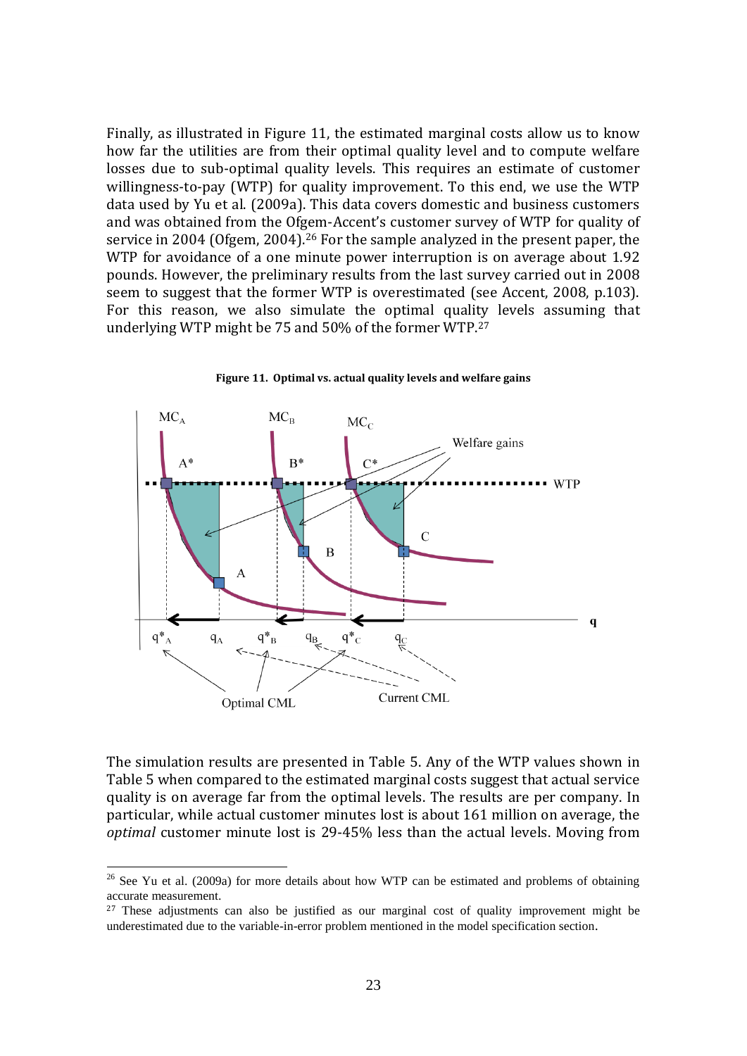Finally, as illustrated in Figure 11, the estimated marginal costs allow us to know how far the utilities are from their optimal quality level and to compute welfare losses due to sub-optimal quality levels. This requires an estimate of customer willingness-to-pay (WTP) for quality improvement. To this end, we use the WTP data used by Yu et al. (2009a). This data covers domestic and business customers and was obtained from the Ofgem-Accent's customer survey of WTP for quality of service in 2004 (Ofgem, 2004).[26] For the sample analyzed in the present paper, the WTP for avoidance of a one minute power interruption is on average about 1.92 pounds. However, the preliminary results from the last survey carried out in 2008 seem to suggest that the former WTP is overestimated (see Accent, 2008, p.103). For this reason, we also simulate the optimal quality levels assuming that underlying WTP might be 75 and 50% of the former WTP.[27]

**Figure 11. Optimal vs. actual quality levels and welfare gains**

The simulation results are presented in Table 5. Any of the WTP values shown in Table 5 when compared to the estimated marginal costs suggest that actual service quality is on average far from the optimal levels. The results are per company. In particular, while actual customer minutes lost is about 161 million on average, the *optimal* customer minute lost is 29-45% less than the actual levels. Moving from

---

[26] See Yu et al. (2009a) for more details about how WTP can be estimated and problems of obtaining accurate measurement.

[27] These adjustments can also be justified as our marginal cost of quality improvement might be underestimated due to the variable-in-error problem mentioned in the model specification section.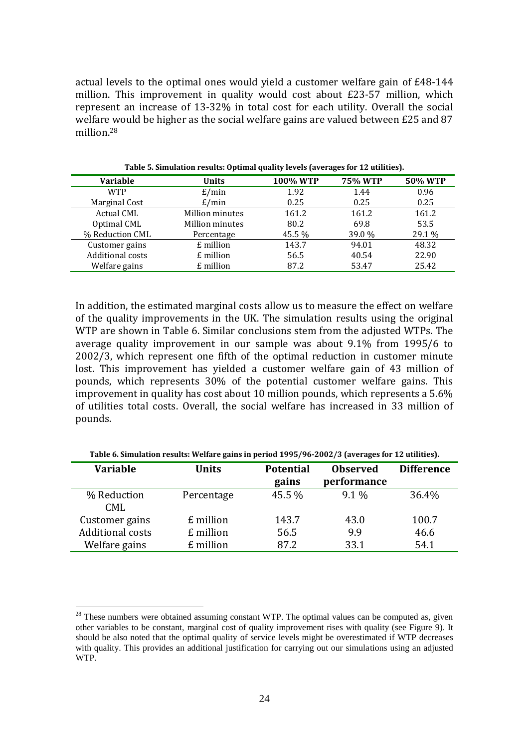actual levels to the optimal ones would yield a customer welfare gain of £48-144 million. This improvement in quality would cost about £23-57 million, which represent an increase of 13-32% in total cost for each utility. Overall the social welfare would be higher as the social welfare gains are valued between £25 and 87 million.[28]

**Table 5. Simulation results: Optimal quality levels (averages for 12 utilities).**

| Variable | Units | 100% WTP | 75% WTP | 50% WTP |
|---|---|---|---|---|
| WTP | £/min | 1.92 | 1.44 | 0.96 |
| Marginal Cost | £/min | 0.25 | 0.25 | 0.25 |
| Actual CML | Million minutes | 161.2 | 161.2 | 161.2 |
| Optimal CML | Million minutes | 80.2 | 69.8 | 53.5 |
| % Reduction CML | Percentage | 45.5 % | 39.0 % | 29.1 % |
| Customer gains | £ million | 143.7 | 94.01 | 48.32 |
| Additional costs | £ million | 56.5 | 40.54 | 22.90 |
| Welfare gains | £ million | 87.2 | 53.47 | 25.42 |

In addition, the estimated marginal costs allow us to measure the effect on welfare of the quality improvements in the UK. The simulation results using the original WTP are shown in Table 6. Similar conclusions stem from the adjusted WTPs. The average quality improvement in our sample was about 9.1% from 1995/6 to 2002/3, which represent one fifth of the optimal reduction in customer minute lost. This improvement has yielded a customer welfare gain of 43 million of pounds, which represents 30% of the potential customer welfare gains. This improvement in quality has cost about 10 million pounds, which represents a 5.6% of utilities total costs. Overall, the social welfare has increased in 33 million of pounds.

**Table 6. Simulation results: Welfare gains in period 1995/96-2002/3 (averages for 12 utilities).**

| Variable | Units | Potential gains | Observed performance | Difference |
|---|---|---|---|---|
| % Reduction CML | Percentage | 45.5 % | 9.1 % | 36.4% |
| Customer gains | £ million | 143.7 | 43.0 | 100.7 |
| Additional costs | £ million | 56.5 | 9.9 | 46.6 |
| Welfare gains | £ million | 87.2 | 33.1 | 54.1 |

[28] These numbers were obtained assuming constant WTP. The optimal values can be computed as, given other variables to be constant, marginal cost of quality improvement rises with quality (see Figure 9). It should be also noted that the optimal quality of service levels might be overestimated if WTP decreases with quality. This provides an additional justification for carrying out our simulations using an adjusted WTP.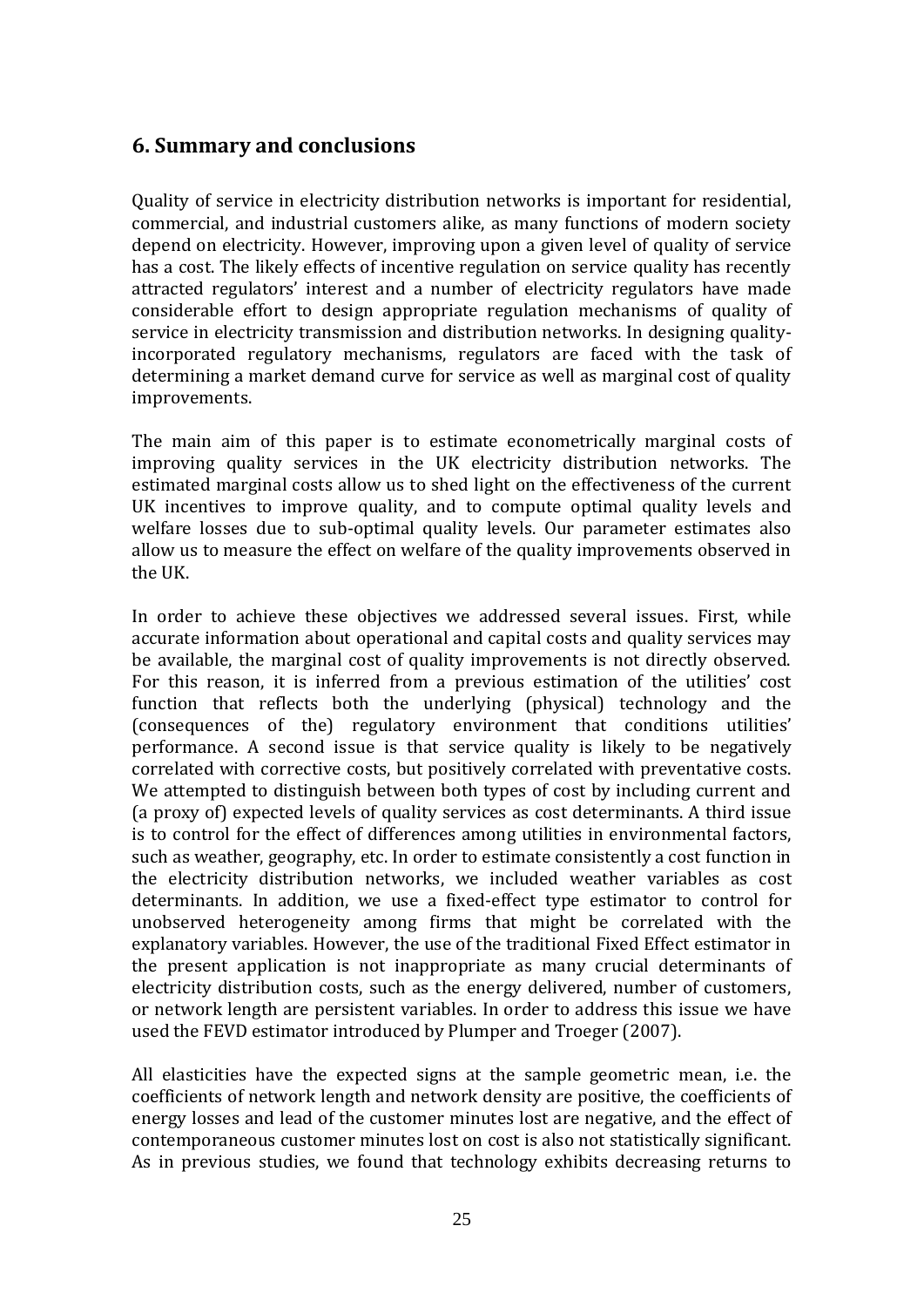## 6. Summary and conclusions

Quality of service in electricity distribution networks is important for residential, commercial, and industrial customers alike, as many functions of modern society depend on electricity. However, improving upon a given level of quality of service has a cost. The likely effects of incentive regulation on service quality has recently attracted regulators' interest and a number of electricity regulators have made considerable effort to design appropriate regulation mechanisms of quality of service in electricity transmission and distribution networks. In designing quality-incorporated regulatory mechanisms, regulators are faced with the task of determining a market demand curve for service as well as marginal cost of quality improvements.

The main aim of this paper is to estimate econometrically marginal costs of improving quality services in the UK electricity distribution networks. The estimated marginal costs allow us to shed light on the effectiveness of the current UK incentives to improve quality, and to compute optimal quality levels and welfare losses due to sub-optimal quality levels. Our parameter estimates also allow us to measure the effect on welfare of the quality improvements observed in the UK.

In order to achieve these objectives we addressed several issues. First, while accurate information about operational and capital costs and quality services may be available, the marginal cost of quality improvements is not directly observed. For this reason, it is inferred from a previous estimation of the utilities' cost function that reflects both the underlying (physical) technology and the (consequences of the) regulatory environment that conditions utilities' performance. A second issue is that service quality is likely to be negatively correlated with corrective costs, but positively correlated with preventative costs. We attempted to distinguish between both types of cost by including current and (a proxy of) expected levels of quality services as cost determinants. A third issue is to control for the effect of differences among utilities in environmental factors, such as weather, geography, etc. In order to estimate consistently a cost function in the electricity distribution networks, we included weather variables as cost determinants. In addition, we use a fixed-effect type estimator to control for unobserved heterogeneity among firms that might be correlated with the explanatory variables. However, the use of the traditional Fixed Effect estimator in the present application is not inappropriate as many crucial determinants of electricity distribution costs, such as the energy delivered, number of customers, or network length are persistent variables. In order to address this issue we have used the FEVD estimator introduced by Plumper and Troeger (2007).

All elasticities have the expected signs at the sample geometric mean, i.e. the coefficients of network length and network density are positive, the coefficients of energy losses and lead of the customer minutes lost are negative, and the effect of contemporaneous customer minutes lost on cost is also not statistically significant. As in previous studies, we found that technology exhibits decreasing returns to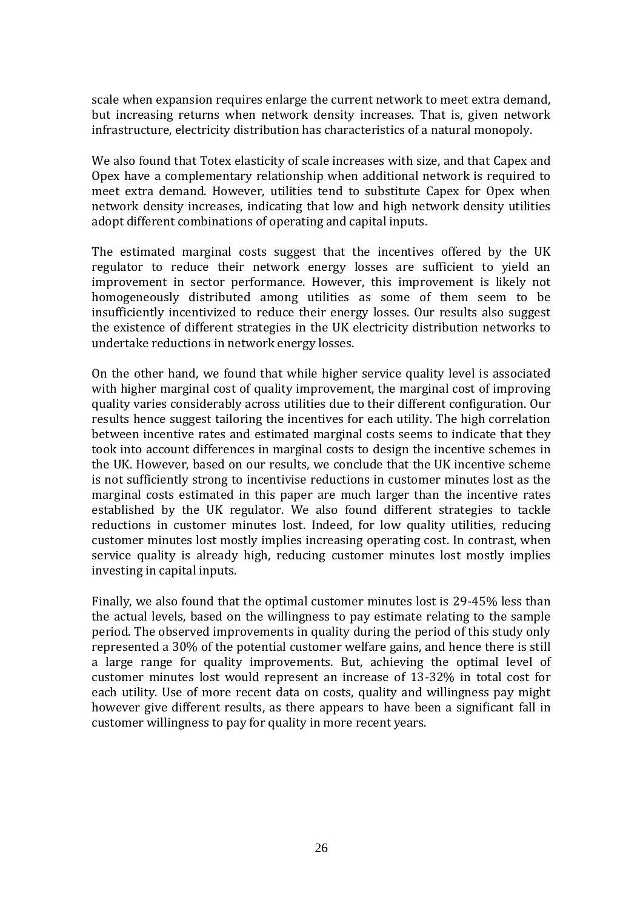scale when expansion requires enlarge the current network to meet extra demand, but increasing returns when network density increases. That is, given network infrastructure, electricity distribution has characteristics of a natural monopoly.

We also found that Totex elasticity of scale increases with size, and that Capex and Opex have a complementary relationship when additional network is required to meet extra demand. However, utilities tend to substitute Capex for Opex when network density increases, indicating that low and high network density utilities adopt different combinations of operating and capital inputs.

The estimated marginal costs suggest that the incentives offered by the UK regulator to reduce their network energy losses are sufficient to yield an improvement in sector performance. However, this improvement is likely not homogeneously distributed among utilities as some of them seem to be insufficiently incentivized to reduce their energy losses. Our results also suggest the existence of different strategies in the UK electricity distribution networks to undertake reductions in network energy losses.

On the other hand, we found that while higher service quality level is associated with higher marginal cost of quality improvement, the marginal cost of improving quality varies considerably across utilities due to their different configuration. Our results hence suggest tailoring the incentives for each utility. The high correlation between incentive rates and estimated marginal costs seems to indicate that they took into account differences in marginal costs to design the incentive schemes in the UK. However, based on our results, we conclude that the UK incentive scheme is not sufficiently strong to incentivise reductions in customer minutes lost as the marginal costs estimated in this paper are much larger than the incentive rates established by the UK regulator. We also found different strategies to tackle reductions in customer minutes lost. Indeed, for low quality utilities, reducing customer minutes lost mostly implies increasing operating cost. In contrast, when service quality is already high, reducing customer minutes lost mostly implies investing in capital inputs.

Finally, we also found that the optimal customer minutes lost is 29-45% less than the actual levels, based on the willingness to pay estimate relating to the sample period. The observed improvements in quality during the period of this study only represented a 30% of the potential customer welfare gains, and hence there is still a large range for quality improvements. But, achieving the optimal level of customer minutes lost would represent an increase of 13-32% in total cost for each utility. Use of more recent data on costs, quality and willingness pay might however give different results, as there appears to have been a significant fall in customer willingness to pay for quality in more recent years.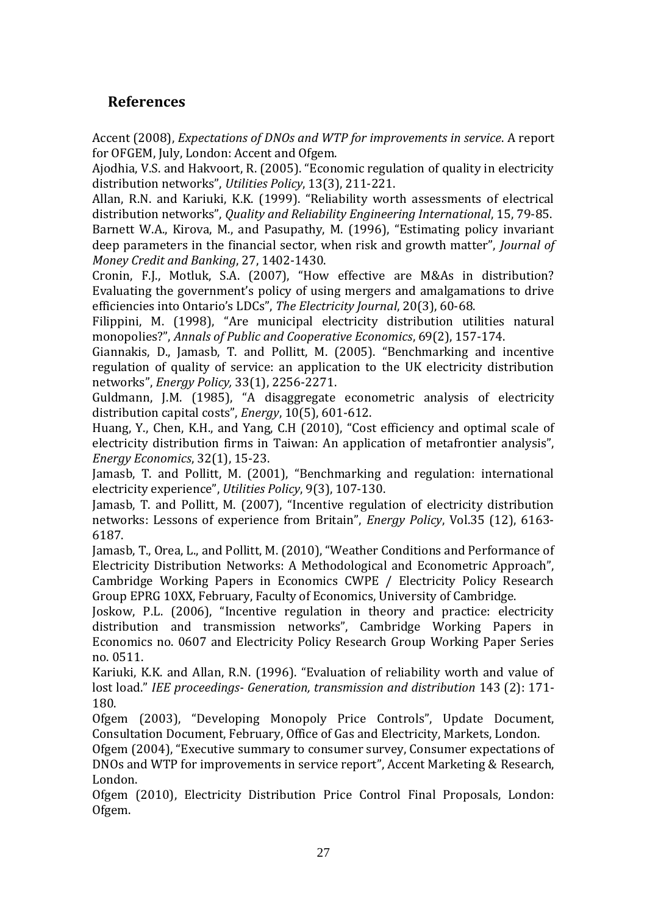## References

Accent (2008), *Expectations of DNOs and WTP for improvements in service*. A report for OFGEM, July, London: Accent and Ofgem.

Ajodhia, V.S. and Hakvoort, R. (2005). "Economic regulation of quality in electricity distribution networks", *Utilities Policy*, 13(3), 211-221.

Allan, R.N. and Kariuki, K.K. (1999). "Reliability worth assessments of electrical distribution networks", *Quality and Reliability Engineering International*, 15, 79-85.

Barnett W.A., Kirova, M., and Pasupathy, M. (1996), "Estimating policy invariant deep parameters in the financial sector, when risk and growth matter", *Journal of Money Credit and Banking*, 27, 1402-1430.

Cronin, F.J., Motluk, S.A. (2007), "How effective are M&As in distribution? Evaluating the government's policy of using mergers and amalgamations to drive efficiencies into Ontario's LDCs", *The Electricity Journal*, 20(3), 60-68.

Filippini, M. (1998), "Are municipal electricity distribution utilities natural monopolies?", *Annals of Public and Cooperative Economics*, 69(2), 157-174.

Giannakis, D., Jamasb, T. and Pollitt, M. (2005). "Benchmarking and incentive regulation of quality of service: an application to the UK electricity distribution networks", *Energy Policy,* 33(1), 2256-2271.

Guldmann, J.M. (1985), "A disaggregate econometric analysis of electricity distribution capital costs", *Energy*, 10(5), 601-612.

Huang, Y., Chen, K.H., and Yang, C.H (2010), "Cost efficiency and optimal scale of electricity distribution firms in Taiwan: An application of metafrontier analysis", *Energy Economics*, 32(1), 15-23.

Jamasb, T. and Pollitt, M. (2001), "Benchmarking and regulation: international electricity experience", *Utilities Policy*, 9(3), 107-130.

Jamasb, T. and Pollitt, M. (2007), "Incentive regulation of electricity distribution networks: Lessons of experience from Britain", *Energy Policy*, Vol.35 (12), 6163-6187.

Jamasb, T., Orea, L., and Pollitt, M. (2010), "Weather Conditions and Performance of Electricity Distribution Networks: A Methodological and Econometric Approach", Cambridge Working Papers in Economics CWPE / Electricity Policy Research Group EPRG 10XX, February, Faculty of Economics, University of Cambridge.

Joskow, P.L. (2006), "Incentive regulation in theory and practice: electricity distribution and transmission networks", Cambridge Working Papers in Economics no. 0607 and Electricity Policy Research Group Working Paper Series no. 0511.

Kariuki, K.K. and Allan, R.N. (1996). "Evaluation of reliability worth and value of lost load." *IEE proceedings- Generation, transmission and distribution* 143 (2): 171-180.

Ofgem (2003), "Developing Monopoly Price Controls", Update Document, Consultation Document, February, Office of Gas and Electricity, Markets, London.

Ofgem (2004), "Executive summary to consumer survey, Consumer expectations of DNOs and WTP for improvements in service report", Accent Marketing & Research, London.

Ofgem (2010), Electricity Distribution Price Control Final Proposals, London: Ofgem.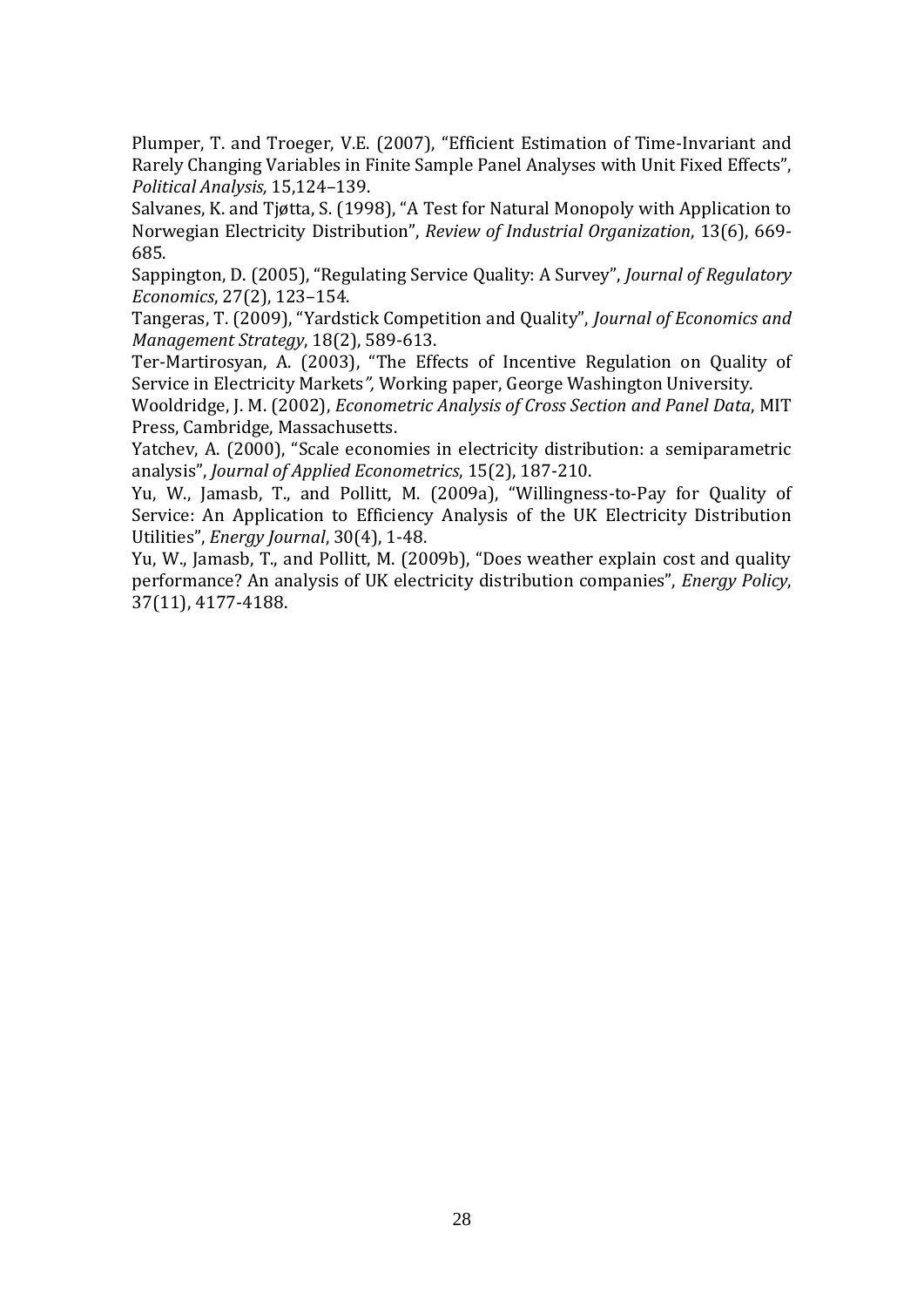Plumper, T. and Troeger, V.E. (2007), "Efficient Estimation of Time-Invariant and Rarely Changing Variables in Finite Sample Panel Analyses with Unit Fixed Effects", *Political Analysis,* 15,124–139.

Salvanes, K. and Tjøtta, S. (1998), "A Test for Natural Monopoly with Application to Norwegian Electricity Distribution", *Review of Industrial Organization*, 13(6), 669-685.

Sappington, D. (2005), "Regulating Service Quality: A Survey", *Journal of Regulatory Economics*, 27(2), 123–154.

Tangeras, T. (2009), "Yardstick Competition and Quality", *Journal of Economics and Management Strategy*, 18(2), 589-613.

Ter-Martirosyan, A. (2003), "The Effects of Incentive Regulation on Quality of Service in Electricity Markets*",* Working paper, George Washington University.

Wooldridge, J. M. (2002), *Econometric Analysis of Cross Section and Panel Data*, MIT Press, Cambridge, Massachusetts.

Yatchev, A. (2000), "Scale economies in electricity distribution: a semiparametric analysis", *Journal of Applied Econometrics*, 15(2), 187-210.

Yu, W., Jamasb, T., and Pollitt, M. (2009a), "Willingness-to-Pay for Quality of Service: An Application to Efficiency Analysis of the UK Electricity Distribution Utilities", *Energy Journal*, 30(4), 1-48.

Yu, W., Jamasb, T., and Pollitt, M. (2009b), "Does weather explain cost and quality performance? An analysis of UK electricity distribution companies", *Energy Policy*, 37(11), 4177-4188.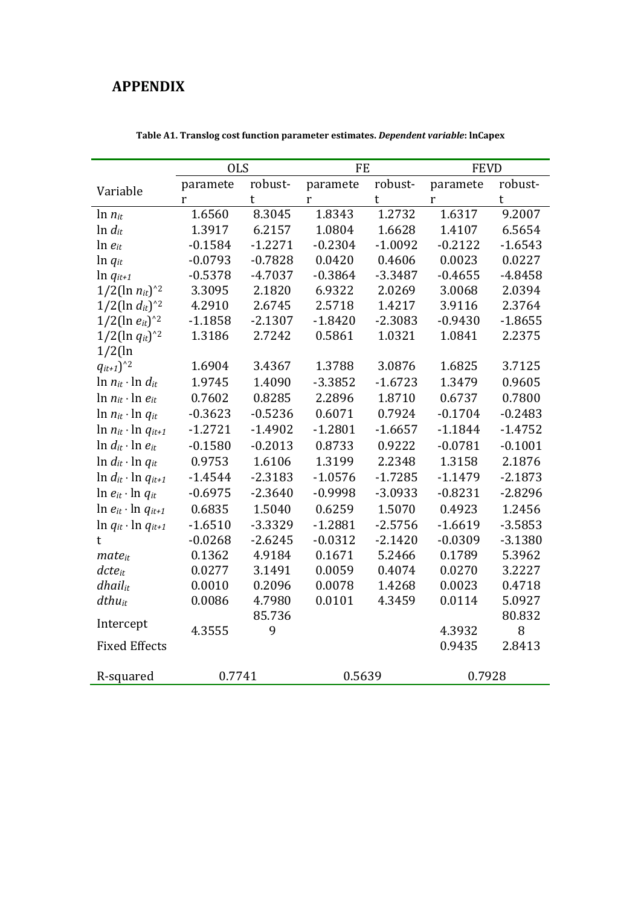# APPENDIX

**Table A1. Translog cost function parameter estimates.** ***Dependent variable*****: lnCapex**

| Variable | OLS | | FE | | FEVD | |
|---|---|---|---|---|---|---|
| | parameter | robust-t | parameter | robust-t | parameter | robust-t |
| $\ln n_{it}$ | 1.6560 | 8.3045 | 1.8343 | 1.2732 | 1.6317 | 9.2007 |
| $\ln d_{it}$ | 1.3917 | 6.2157 | 1.0804 | 1.6628 | 1.4107 | 6.5654 |
| $\ln e_{it}$ | -0.1584 | -1.2271 | -0.2304 | -1.0092 | -0.2122 | -1.6543 |
| $\ln q_{it}$ | -0.0793 | -0.7828 | 0.0420 | 0.4606 | 0.0023 | 0.0227 |
| $\ln q_{it+1}$ | -0.5378 | -4.7037 | -0.3864 | -3.3487 | -0.4655 | -4.8458 |
| $1/2(\ln n_{it})^2$ | 3.3095 | 2.1820 | 6.9322 | 2.0269 | 3.0068 | 2.0394 |
| $1/2(\ln d_{it})^2$ | 4.2910 | 2.6745 | 2.5718 | 1.4217 | 3.9116 | 2.3764 |
| $1/2(\ln e_{it})^2$ | -1.1858 | -2.1307 | -1.8420 | -2.3083 | -0.9430 | -1.8655 |
| $1/2(\ln q_{it})^2$ | 1.3186 | 2.7242 | 0.5861 | 1.0321 | 1.0841 | 2.2375 |
| $1/2(\ln q_{it+1})^2$ | 1.6904 | 3.4367 | 1.3788 | 3.0876 | 1.6825 | 3.7125 |
| $\ln n_{it} \cdot \ln d_{it}$ | 1.9745 | 1.4090 | -3.3852 | -1.6723 | 1.3479 | 0.9605 |
| $\ln n_{it} \cdot \ln e_{it}$ | 0.7602 | 0.8285 | 2.2896 | 1.8710 | 0.6737 | 0.7800 |
| $\ln n_{it} \cdot \ln q_{it}$ | -0.3623 | -0.5236 | 0.6071 | 0.7924 | -0.1704 | -0.2483 |
| $\ln n_{it} \cdot \ln q_{it+1}$ | -1.2721 | -1.4902 | -1.2801 | -1.6657 | -1.1844 | -1.4752 |
| $\ln d_{it} \cdot \ln e_{it}$ | -0.1580 | -0.2013 | 0.8733 | 0.9222 | -0.0781 | -0.1001 |
| $\ln d_{it} \cdot \ln q_{it}$ | 0.9753 | 1.6106 | 1.3199 | 2.2348 | 1.3158 | 2.1876 |
| $\ln d_{it} \cdot \ln q_{it+1}$ | -1.4544 | -2.3183 | -1.0576 | -1.7285 | -1.1479 | -2.1873 |
| $\ln e_{it} \cdot \ln q_{it}$ | -0.6975 | -2.3640 | -0.9998 | -3.0933 | -0.8231 | -2.8296 |
| $\ln e_{it} \cdot \ln q_{it+1}$ | 0.6835 | 1.5040 | 0.6259 | 1.5070 | 0.4923 | 1.2456 |
| $\ln q_{it} \cdot \ln q_{it+1}$ | -1.6510 | -3.3329 | -1.2881 | -2.5756 | -1.6619 | -3.5853 |
| t | -0.0268 | -2.6245 | -0.0312 | -2.1420 | -0.0309 | -3.1380 |
| $mate_{it}$ | 0.1362 | 4.9184 | 0.1671 | 5.2466 | 0.1789 | 5.3962 |
| $dcte_{it}$ | 0.0277 | 3.1491 | 0.0059 | 0.4074 | 0.0270 | 3.2227 |
| $dhail_{it}$ | 0.0010 | 0.2096 | 0.0078 | 1.4268 | 0.0023 | 0.4718 |
| $dthu_{it}$ | 0.0086 | 4.7980 | 0.0101 | 4.3459 | 0.0114 | 5.0927 |
| Intercept | 4.3555 | 85.7369 | | | 4.3932 | 80.8328 |
| Fixed Effects | | | | | 0.9435 | 2.8413 |
| R-squared | 0.7741 | | 0.5639 | | 0.7928 | |